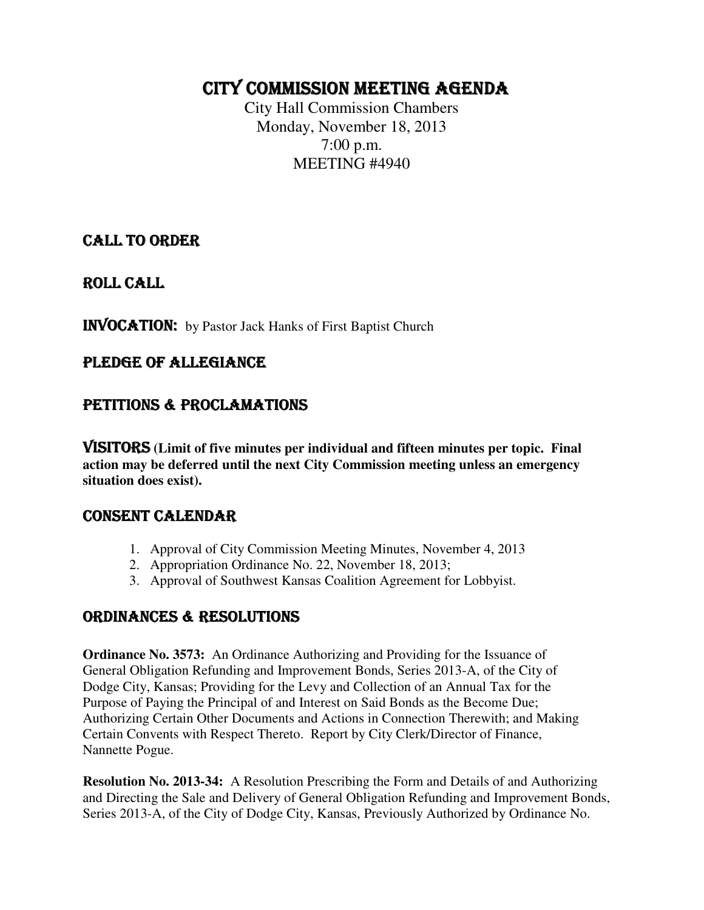# CITY COMMISSION MEETING AGENDA

City Hall Commission Chambers
Monday, November 18, 2013
7:00 p.m.
MEETING #4940

## CALL TO ORDER

## ROLL CALL

## INVOCATION: by Pastor Jack Hanks of First Baptist Church

## PLEDGE OF ALLEGIANCE

## PETITIONS & PROCLAMATIONS

## VISITORS **(Limit of five minutes per individual and fifteen minutes per topic. Final action may be deferred until the next City Commission meeting unless an emergency situation does exist).**

## CONSENT CALENDAR

1. Approval of City Commission Meeting Minutes, November 4, 2013
2. Appropriation Ordinance No. 22, November 18, 2013;
3. Approval of Southwest Kansas Coalition Agreement for Lobbyist.

## ORDINANCES & RESOLUTIONS

**Ordinance No. 3573:** An Ordinance Authorizing and Providing for the Issuance of General Obligation Refunding and Improvement Bonds, Series 2013-A, of the City of Dodge City, Kansas; Providing for the Levy and Collection of an Annual Tax for the Purpose of Paying the Principal of and Interest on Said Bonds as the Become Due; Authorizing Certain Other Documents and Actions in Connection Therewith; and Making Certain Convents with Respect Thereto. Report by City Clerk/Director of Finance, Nannette Pogue.

**Resolution No. 2013-34:** A Resolution Prescribing the Form and Details of and Authorizing and Directing the Sale and Delivery of General Obligation Refunding and Improvement Bonds, Series 2013-A, of the City of Dodge City, Kansas, Previously Authorized by Ordinance No.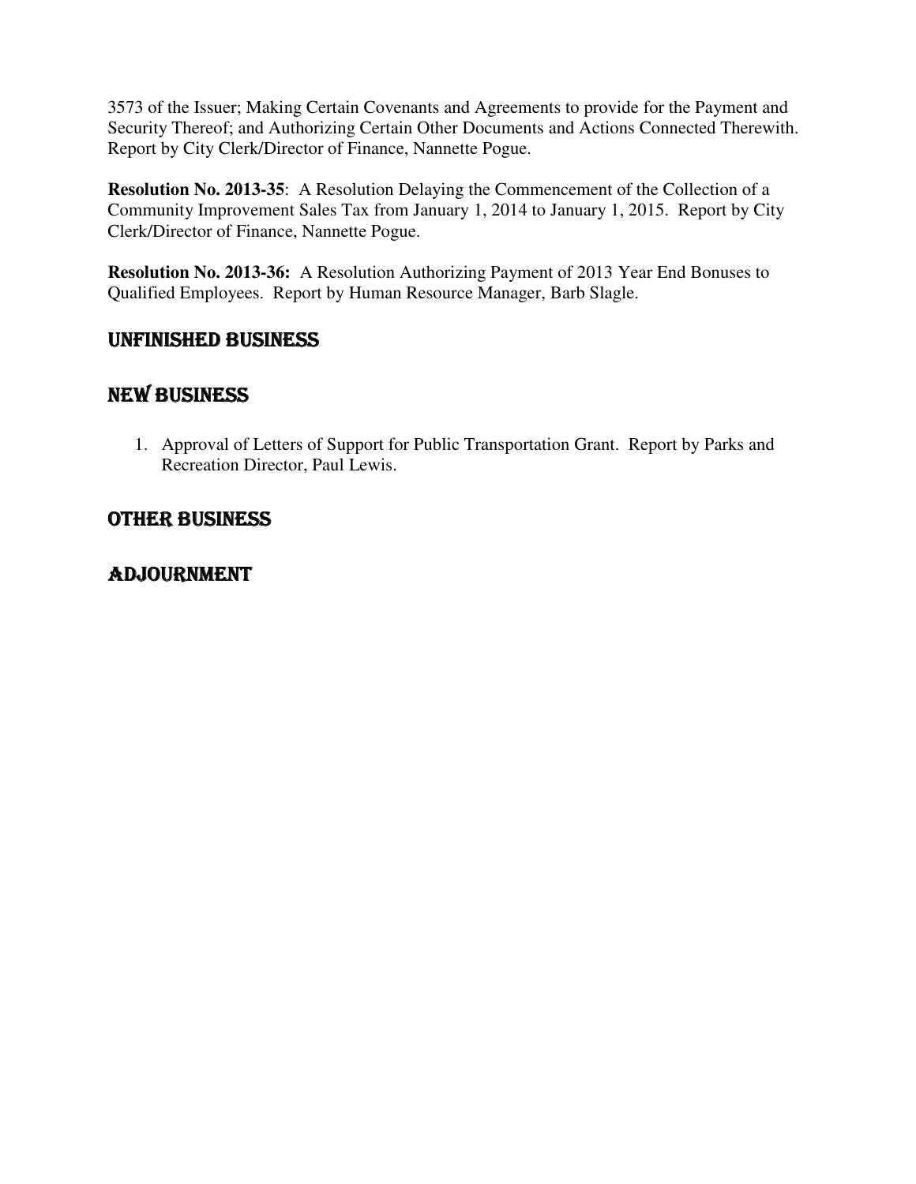3573 of the Issuer; Making Certain Covenants and Agreements to provide for the Payment and Security Thereof; and Authorizing Certain Other Documents and Actions Connected Therewith. Report by City Clerk/Director of Finance, Nannette Pogue.

**Resolution No. 2013-35**: A Resolution Delaying the Commencement of the Collection of a Community Improvement Sales Tax from January 1, 2014 to January 1, 2015. Report by City Clerk/Director of Finance, Nannette Pogue.

**Resolution No. 2013-36:** A Resolution Authorizing Payment of 2013 Year End Bonuses to Qualified Employees. Report by Human Resource Manager, Barb Slagle.

## UNFINISHED BUSINESS

## NEW BUSINESS

1. Approval of Letters of Support for Public Transportation Grant. Report by Parks and Recreation Director, Paul Lewis.

## OTHER BUSINESS

## ADJOURNMENT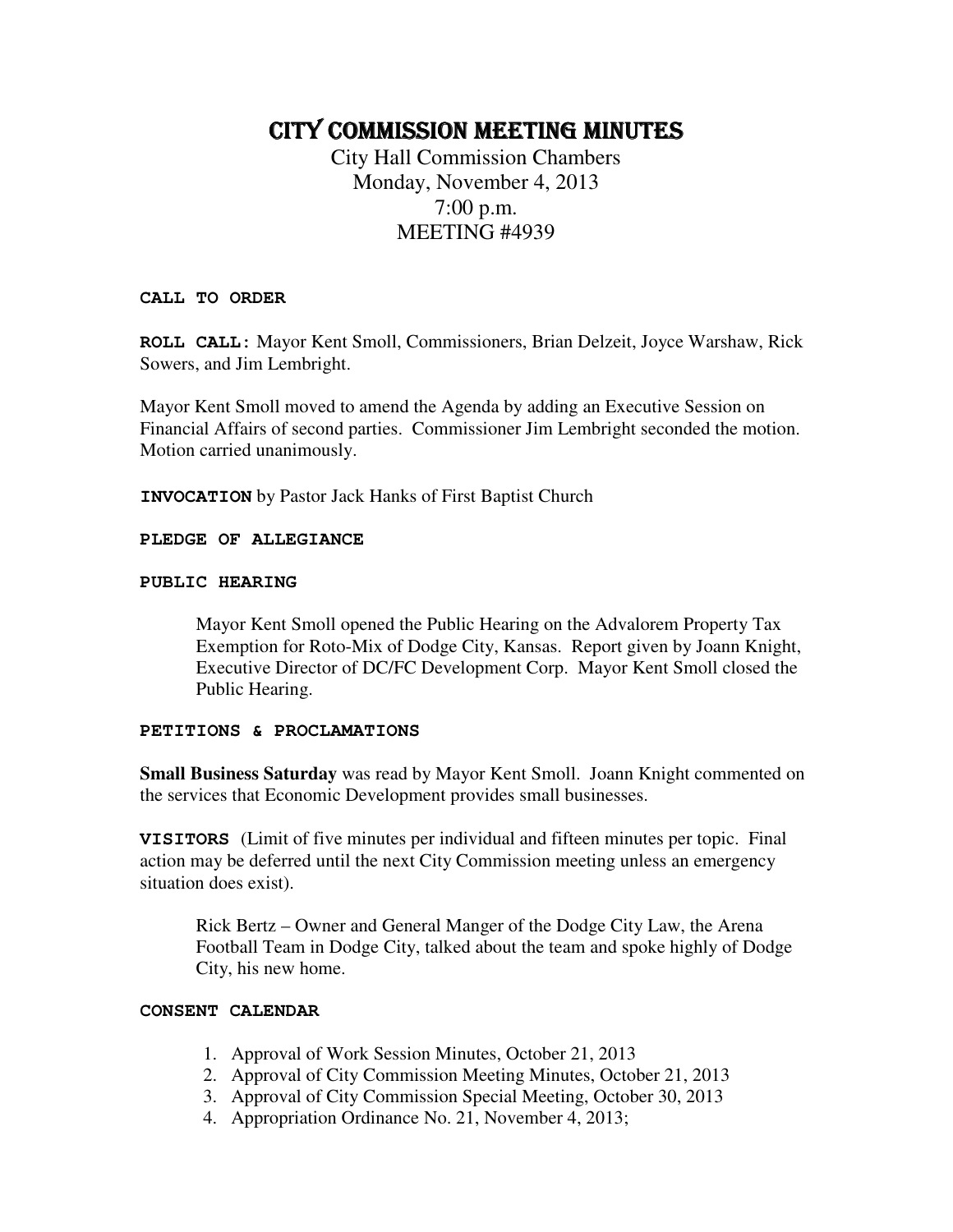# City Commission Meeting Minutes

City Hall Commission Chambers
Monday, November 4, 2013
7:00 p.m.
MEETING #4939

**CALL TO ORDER**

**ROLL CALL:** Mayor Kent Smoll, Commissioners, Brian Delzeit, Joyce Warshaw, Rick Sowers, and Jim Lembright.

Mayor Kent Smoll moved to amend the Agenda by adding an Executive Session on Financial Affairs of second parties. Commissioner Jim Lembright seconded the motion. Motion carried unanimously.

**INVOCATION** by Pastor Jack Hanks of First Baptist Church

**PLEDGE OF ALLEGIANCE**

**PUBLIC HEARING**

> Mayor Kent Smoll opened the Public Hearing on the Advalorem Property Tax Exemption for Roto-Mix of Dodge City, Kansas. Report given by Joann Knight, Executive Director of DC/FC Development Corp. Mayor Kent Smoll closed the Public Hearing.

**PETITIONS & PROCLAMATIONS**

**Small Business Saturday** was read by Mayor Kent Smoll. Joann Knight commented on the services that Economic Development provides small businesses.

**VISITORS** (Limit of five minutes per individual and fifteen minutes per topic. Final action may be deferred until the next City Commission meeting unless an emergency situation does exist).

> Rick Bertz – Owner and General Manger of the Dodge City Law, the Arena Football Team in Dodge City, talked about the team and spoke highly of Dodge City, his new home.

**CONSENT CALENDAR**

1. Approval of Work Session Minutes, October 21, 2013
2. Approval of City Commission Meeting Minutes, October 21, 2013
3. Approval of City Commission Special Meeting, October 30, 2013
4. Appropriation Ordinance No. 21, November 4, 2013;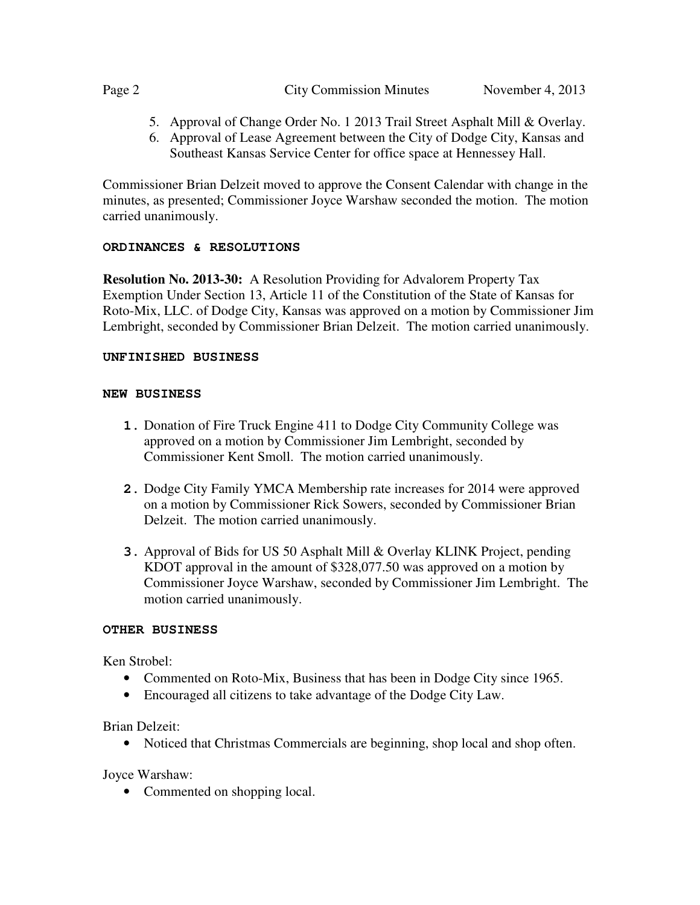5. Approval of Change Order No. 1 2013 Trail Street Asphalt Mill & Overlay.
6. Approval of Lease Agreement between the City of Dodge City, Kansas and Southeast Kansas Service Center for office space at Hennessey Hall.

Commissioner Brian Delzeit moved to approve the Consent Calendar with change in the minutes, as presented; Commissioner Joyce Warshaw seconded the motion. The motion carried unanimously.

## ORDINANCES & RESOLUTIONS

**Resolution No. 2013-30:** A Resolution Providing for Advalorem Property Tax Exemption Under Section 13, Article 11 of the Constitution of the State of Kansas for Roto-Mix, LLC. of Dodge City, Kansas was approved on a motion by Commissioner Jim Lembright, seconded by Commissioner Brian Delzeit. The motion carried unanimously.

## UNFINISHED BUSINESS

## NEW BUSINESS

1. Donation of Fire Truck Engine 411 to Dodge City Community College was approved on a motion by Commissioner Jim Lembright, seconded by Commissioner Kent Smoll. The motion carried unanimously.

2. Dodge City Family YMCA Membership rate increases for 2014 were approved on a motion by Commissioner Rick Sowers, seconded by Commissioner Brian Delzeit. The motion carried unanimously.

3. Approval of Bids for US 50 Asphalt Mill & Overlay KLINK Project, pending KDOT approval in the amount of $328,077.50 was approved on a motion by Commissioner Joyce Warshaw, seconded by Commissioner Jim Lembright. The motion carried unanimously.

## OTHER BUSINESS

Ken Strobel:

- Commented on Roto-Mix, Business that has been in Dodge City since 1965.
- Encouraged all citizens to take advantage of the Dodge City Law.

Brian Delzeit:

- Noticed that Christmas Commercials are beginning, shop local and shop often.

Joyce Warshaw:

- Commented on shopping local.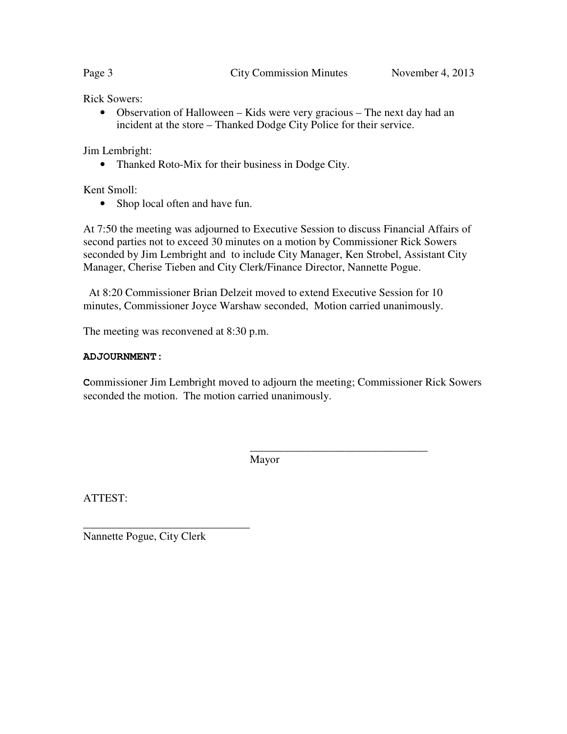Rick Sowers:

- Observation of Halloween – Kids were very gracious – The next day had an incident at the store – Thanked Dodge City Police for their service.

Jim Lembright:

- Thanked Roto-Mix for their business in Dodge City.

Kent Smoll:

- Shop local often and have fun.

At 7:50 the meeting was adjourned to Executive Session to discuss Financial Affairs of second parties not to exceed 30 minutes on a motion by Commissioner Rick Sowers seconded by Jim Lembright and to include City Manager, Ken Strobel, Assistant City Manager, Cherise Tieben and City Clerk/Finance Director, Nannette Pogue.

At 8:20 Commissioner Brian Delzeit moved to extend Executive Session for 10 minutes, Commissioner Joyce Warshaw seconded, Motion carried unanimously.

The meeting was reconvened at 8:30 p.m.

**ADJOURNMENT:**

Commissioner Jim Lembright moved to adjourn the meeting; Commissioner Rick Sowers seconded the motion. The motion carried unanimously.

________________________________
Mayor

ATTEST:

______________________________
Nannette Pogue, City Clerk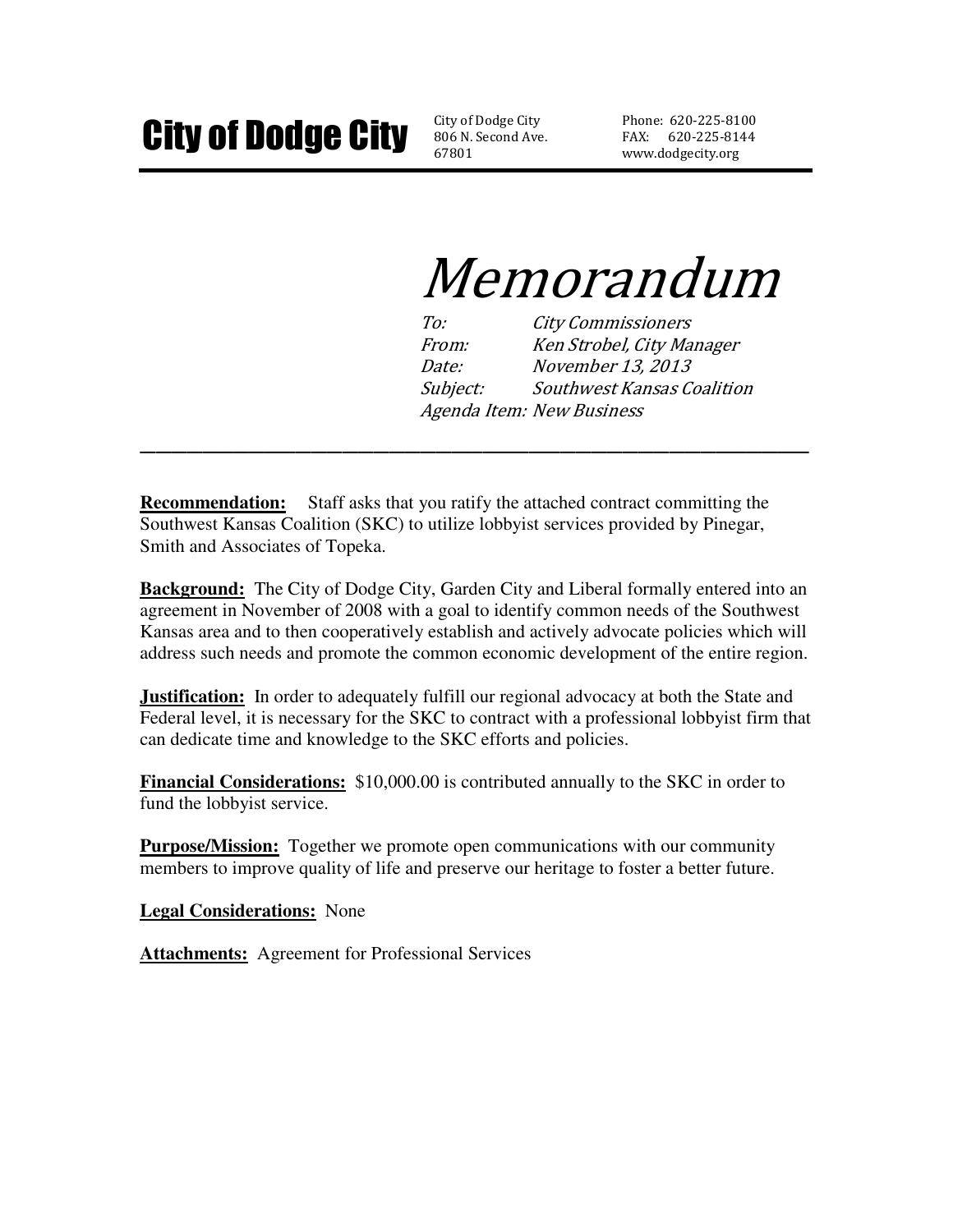# City of Dodge City

City of Dodge City
806 N. Second Ave.
67801

Phone: 620-225-8100
FAX: 620-225-8144
www.dodgecity.org

# *Memorandum*

*To:* *City Commissioners*
*From:* *Ken Strobel, City Manager*
*Date:* *November 13, 2013*
*Subject:* *Southwest Kansas Coalition*
*Agenda Item: New Business*

---

**Recommendation:** Staff asks that you ratify the attached contract committing the Southwest Kansas Coalition (SKC) to utilize lobbyist services provided by Pinegar, Smith and Associates of Topeka.

**Background:** The City of Dodge City, Garden City and Liberal formally entered into an agreement in November of 2008 with a goal to identify common needs of the Southwest Kansas area and to then cooperatively establish and actively advocate policies which will address such needs and promote the common economic development of the entire region.

**Justification:** In order to adequately fulfill our regional advocacy at both the State and Federal level, it is necessary for the SKC to contract with a professional lobbyist firm that can dedicate time and knowledge to the SKC efforts and policies.

**Financial Considerations:** $10,000.00 is contributed annually to the SKC in order to fund the lobbyist service.

**Purpose/Mission:** Together we promote open communications with our community members to improve quality of life and preserve our heritage to foster a better future.

**Legal Considerations:** None

**Attachments:** Agreement for Professional Services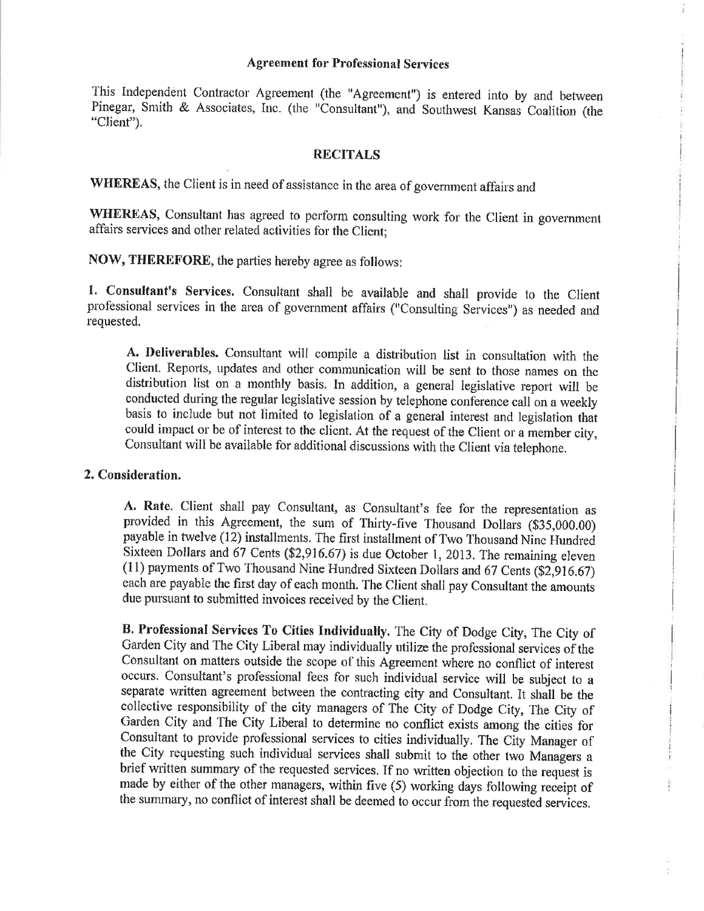## Agreement for Professional Services

This Independent Contractor Agreement (the "Agreement") is entered into by and between Pinegar, Smith & Associates, Inc. (the "Consultant"), and Southwest Kansas Coalition (the "Client").

### RECITALS

**WHEREAS**, the Client is in need of assistance in the area of government affairs and

**WHEREAS**, Consultant has agreed to perform consulting work for the Client in government affairs services and other related activities for the Client;

**NOW, THEREFORE**, the parties hereby agree as follows:

**1. Consultant's Services.** Consultant shall be available and shall provide to the Client professional services in the area of government affairs ("Consulting Services") as needed and requested.

> **A. Deliverables.** Consultant will compile a distribution list in consultation with the Client. Reports, updates and other communication will be sent to those names on the distribution list on a monthly basis. In addition, a general legislative report will be conducted during the regular legislative session by telephone conference call on a weekly basis to include but not limited to legislation of a general interest and legislation that could impact or be of interest to the client. At the request of the Client or a member city, Consultant will be available for additional discussions with the Client via telephone.

**2. Consideration.**

> **A. Rate.** Client shall pay Consultant, as Consultant's fee for the representation as provided in this Agreement, the sum of Thirty-five Thousand Dollars ($35,000.00) payable in twelve (12) installments. The first installment of Two Thousand Nine Hundred Sixteen Dollars and 67 Cents ($2,916.67) is due October 1, 2013. The remaining eleven (11) payments of Two Thousand Nine Hundred Sixteen Dollars and 67 Cents ($2,916.67) each are payable the first day of each month. The Client shall pay Consultant the amounts due pursuant to submitted invoices received by the Client.

> **B. Professional Services To Cities Individually.** The City of Dodge City, The City of Garden City and The City Liberal may individually utilize the professional services of the Consultant on matters outside the scope of this Agreement where no conflict of interest occurs. Consultant's professional fees for such individual service will be subject to a separate written agreement between the contracting city and Consultant. It shall be the collective responsibility of the city managers of The City of Dodge City, The City of Garden City and The City Liberal to determine no conflict exists among the cities for Consultant to provide professional services to cities individually. The City Manager of the City requesting such individual services shall submit to the other two Managers a brief written summary of the requested services. If no written objection to the request is made by either of the other managers, within five (5) working days following receipt of the summary, no conflict of interest shall be deemed to occur from the requested services.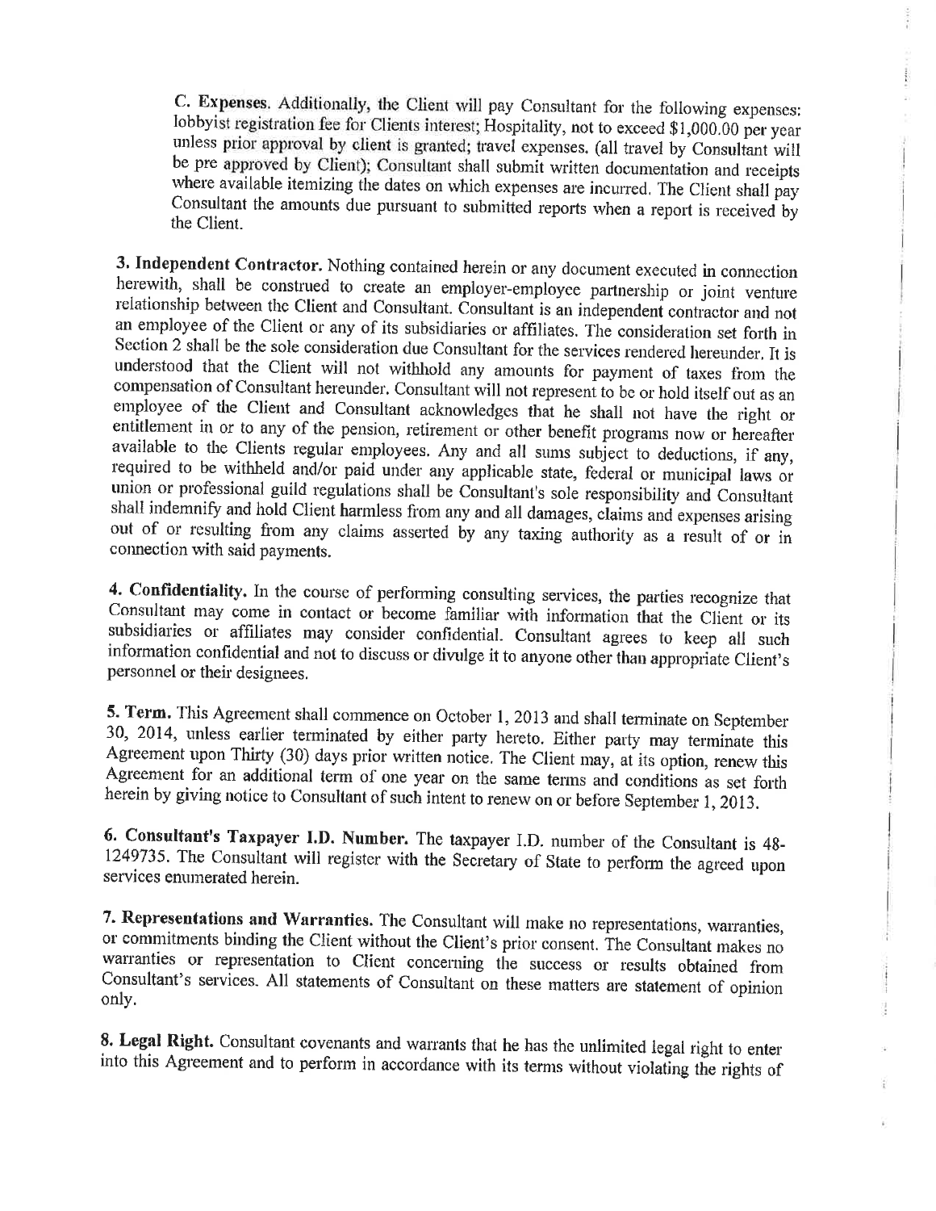C. **Expenses.** Additionally, the Client will pay Consultant for the following expenses: lobbyist registration fee for Clients interest; Hospitality, not to exceed $1,000.00 per year unless prior approval by client is granted; travel expenses, (all travel by Consultant will be pre approved by Client); Consultant shall submit written documentation and receipts where available itemizing the dates on which expenses are incurred. The Client shall pay Consultant the amounts due pursuant to submitted reports when a report is received by the Client.

**3. Independent Contractor.** Nothing contained herein or any document executed in connection herewith, shall be construed to create an employer-employee partnership or joint venture relationship between the Client and Consultant. Consultant is an independent contractor and not an employee of the Client or any of its subsidiaries or affiliates. The consideration set forth in Section 2 shall be the sole consideration due Consultant for the services rendered hereunder. It is understood that the Client will not withhold any amounts for payment of taxes from the compensation of Consultant hereunder. Consultant will not represent to be or hold itself out as an employee of the Client and Consultant acknowledges that he shall not have the right or entitlement in or to any of the pension, retirement or other benefit programs now or hereafter available to the Clients regular employees. Any and all sums subject to deductions, if any, required to be withheld and/or paid under any applicable state, federal or municipal laws or union or professional guild regulations shall be Consultant's sole responsibility and Consultant shall indemnify and hold Client harmless from any and all damages, claims and expenses arising out of or resulting from any claims asserted by any taxing authority as a result of or in connection with said payments.

**4. Confidentiality.** In the course of performing consulting services, the parties recognize that Consultant may come in contact or become familiar with information that the Client or its subsidiaries or affiliates may consider confidential. Consultant agrees to keep all such information confidential and not to discuss or divulge it to anyone other than appropriate Client's personnel or their designees.

**5. Term.** This Agreement shall commence on October 1, 2013 and shall terminate on September 30, 2014, unless earlier terminated by either party hereto. Either party may terminate this Agreement upon Thirty (30) days prior written notice. The Client may, at its option, renew this Agreement for an additional term of one year on the same terms and conditions as set forth herein by giving notice to Consultant of such intent to renew on or before September 1, 2013.

**6. Consultant's Taxpayer I.D. Number.** The taxpayer I.D. number of the Consultant is 48-1249735. The Consultant will register with the Secretary of State to perform the agreed upon services enumerated herein.

**7. Representations and Warranties.** The Consultant will make no representations, warranties, or commitments binding the Client without the Client's prior consent. The Consultant makes no warranties or representation to Client concerning the success or results obtained from Consultant's services. All statements of Consultant on these matters are statement of opinion only.

**8. Legal Right.** Consultant covenants and warrants that he has the unlimited legal right to enter into this Agreement and to perform in accordance with its terms without violating the rights of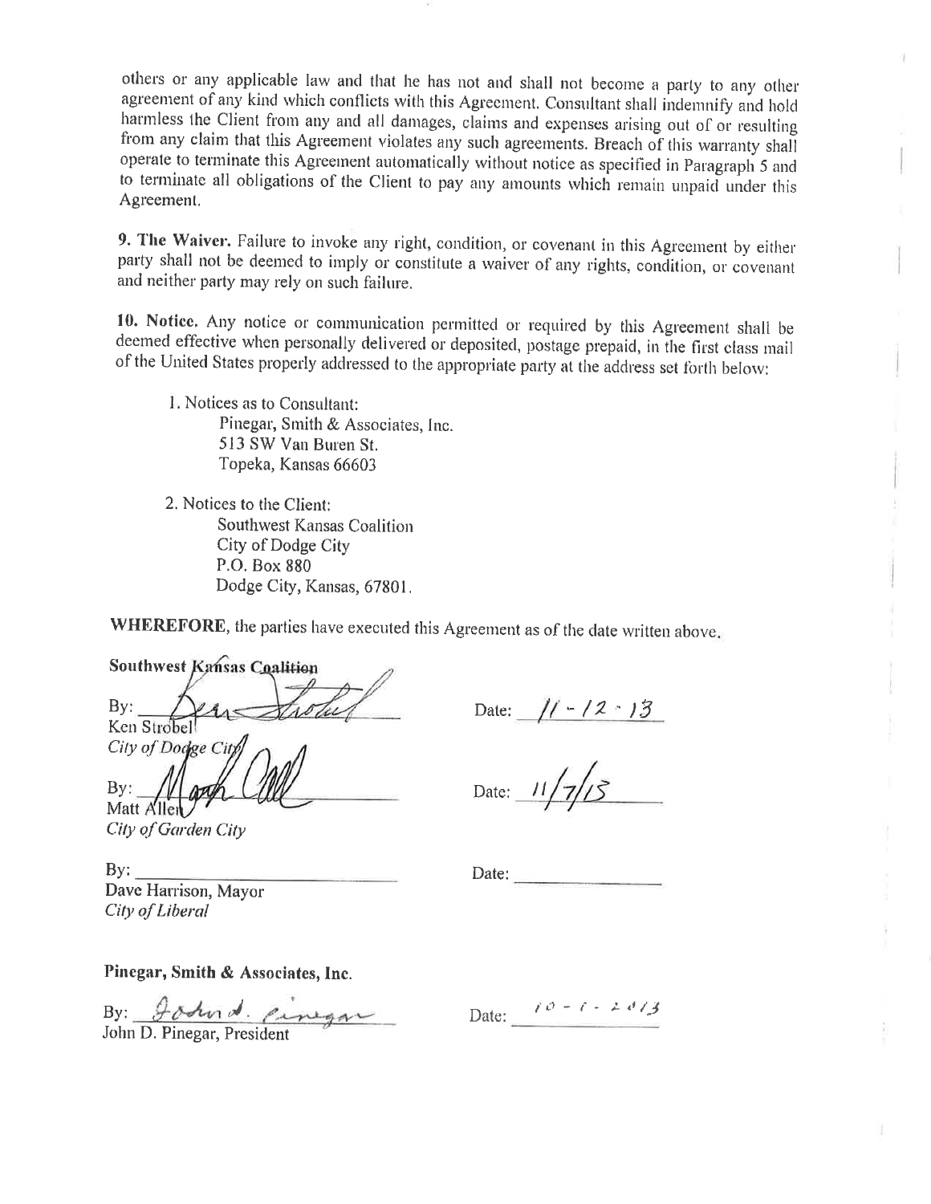others or any applicable law and that he has not and shall not become a party to any other agreement of any kind which conflicts with this Agreement. Consultant shall indemnify and hold harmless the Client from any and all damages, claims and expenses arising out of or resulting from any claim that this Agreement violates any such agreements. Breach of this warranty shall operate to terminate this Agreement automatically without notice as specified in Paragraph 5 and to terminate all obligations of the Client to pay any amounts which remain unpaid under this Agreement.

**9. The Waiver.** Failure to invoke any right, condition, or covenant in this Agreement by either party shall not be deemed to imply or constitute a waiver of any rights, condition, or covenant and neither party may rely on such failure.

**10. Notice.** Any notice or communication permitted or required by this Agreement shall be deemed effective when personally delivered or deposited, postage prepaid, in the first class mail of the United States properly addressed to the appropriate party at the address set forth below:

1. Notices as to Consultant:
   Pinegar, Smith & Associates, Inc.
   513 SW Van Buren St.
   Topeka, Kansas 66603

2. Notices to the Client:
   Southwest Kansas Coalition
   City of Dodge City
   P.O. Box 880
   Dodge City, Kansas, 67801.

**WHEREFORE**, the parties have executed this Agreement as of the date written above.

**Southwest Kansas Coalition**

By: *[signature]* Date: 11-12-13
Ken Strobel
*City of Dodge City*

By: *[signature]* Date: 11/7/13
Matt Allen
*City of Garden City*

By: ______________________ Date: ____________
Dave Harrison, Mayor
*City of Liberal*

**Pinegar, Smith & Associates, Inc.**

By: *John D. Pinegar* Date: 10-1-2013
John D. Pinegar, President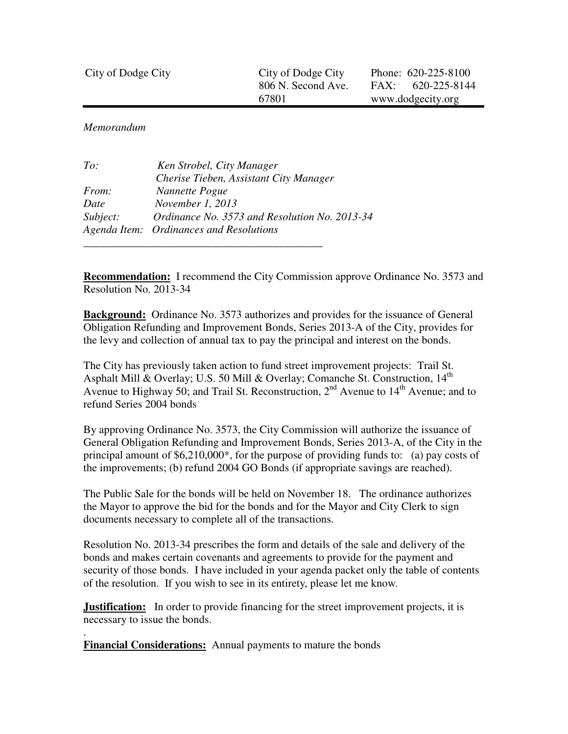City of Dodge City | City of Dodge City
806 N. Second Ave.
67801 | Phone: 620-225-8100
FAX: 620-225-8144
www.dodgecity.org

*Memorandum*

*To:* *Ken Strobel, City Manager*
*Cherise Tieben, Assistant City Manager*
*From:* *Nannette Pogue*
*Date* *November 1, 2013*
*Subject:* *Ordinance No. 3573 and Resolution No. 2013-34*
*Agenda Item:* *Ordinances and Resolutions*

---

**Recommendation:** I recommend the City Commission approve Ordinance No. 3573 and Resolution No. 2013-34

**Background:** Ordinance No. 3573 authorizes and provides for the issuance of General Obligation Refunding and Improvement Bonds, Series 2013-A of the City, provides for the levy and collection of annual tax to pay the principal and interest on the bonds.

The City has previously taken action to fund street improvement projects: Trail St. Asphalt Mill & Overlay; U.S. 50 Mill & Overlay; Comanche St. Construction, 14th Avenue to Highway 50; and Trail St. Reconstruction, 2nd Avenue to 14th Avenue; and to refund Series 2004 bonds

By approving Ordinance No. 3573, the City Commission will authorize the issuance of General Obligation Refunding and Improvement Bonds, Series 2013-A, of the City in the principal amount of $6,210,000*, for the purpose of providing funds to: (a) pay costs of the improvements; (b) refund 2004 GO Bonds (if appropriate savings are reached).

The Public Sale for the bonds will be held on November 18. The ordinance authorizes the Mayor to approve the bid for the bonds and for the Mayor and City Clerk to sign documents necessary to complete all of the transactions.

Resolution No. 2013-34 prescribes the form and details of the sale and delivery of the bonds and makes certain covenants and agreements to provide for the payment and security of those bonds. I have included in your agenda packet only the table of contents of the resolution. If you wish to see in its entirety, please let me know.

**Justification:** In order to provide financing for the street improvement projects, it is necessary to issue the bonds.

.

**Financial Considerations:** Annual payments to mature the bonds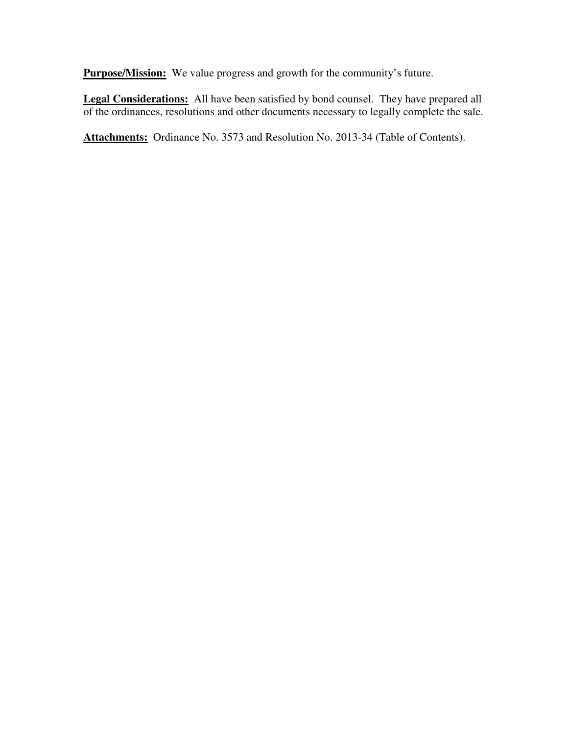**Purpose/Mission:** We value progress and growth for the community's future.

**Legal Considerations:** All have been satisfied by bond counsel. They have prepared all of the ordinances, resolutions and other documents necessary to legally complete the sale.

**Attachments:** Ordinance No. 3573 and Resolution No. 2013-34 (Table of Contents).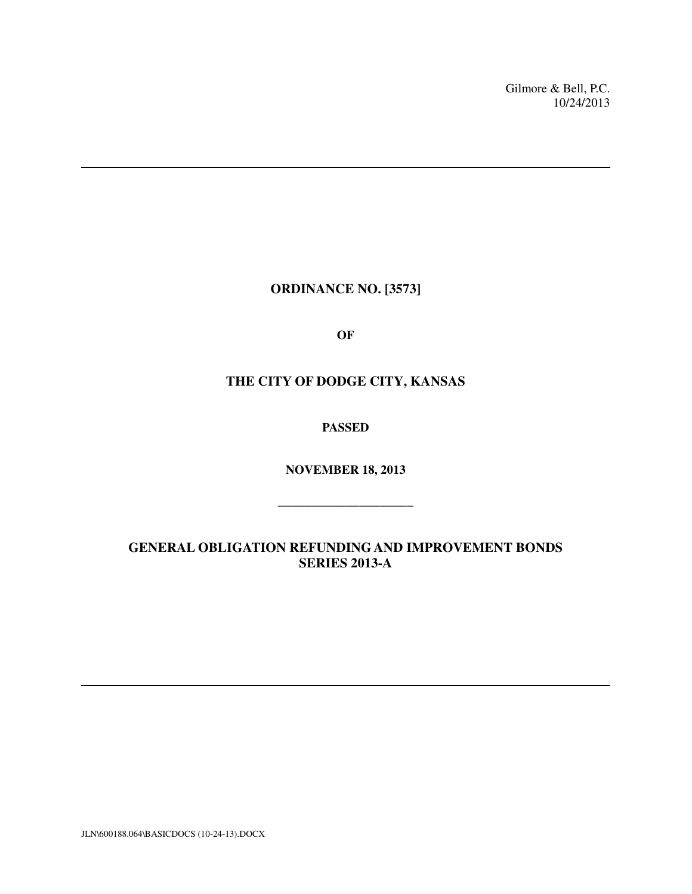Gilmore & Bell, P.C.
10/24/2013

---

**ORDINANCE NO. [3573]**

**OF**

**THE CITY OF DODGE CITY, KANSAS**

**PASSED**

**NOVEMBER 18, 2013**

______________________

**GENERAL OBLIGATION REFUNDING AND IMPROVEMENT BONDS SERIES 2013-A**

---

JLN\600188.064\BASICDOCS (10-24-13).DOCX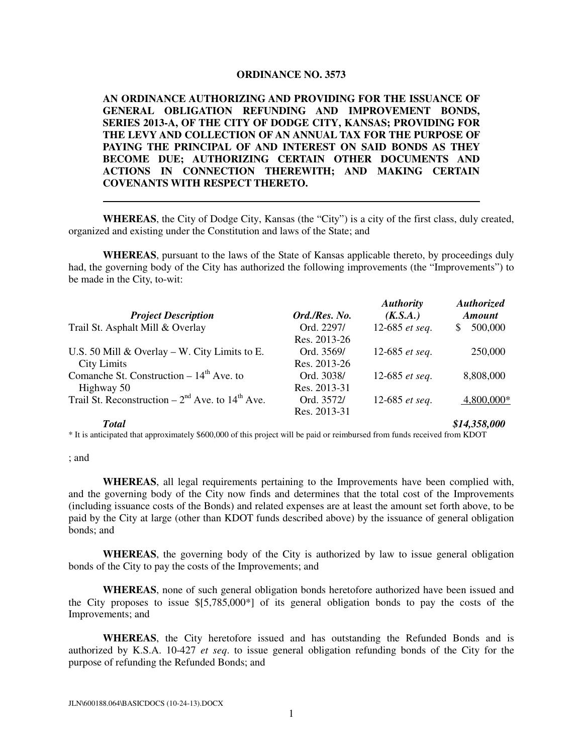**ORDINANCE NO. 3573**

**AN ORDINANCE AUTHORIZING AND PROVIDING FOR THE ISSUANCE OF GENERAL OBLIGATION REFUNDING AND IMPROVEMENT BONDS, SERIES 2013-A, OF THE CITY OF DODGE CITY, KANSAS; PROVIDING FOR THE LEVY AND COLLECTION OF AN ANNUAL TAX FOR THE PURPOSE OF PAYING THE PRINCIPAL OF AND INTEREST ON SAID BONDS AS THEY BECOME DUE; AUTHORIZING CERTAIN OTHER DOCUMENTS AND ACTIONS IN CONNECTION THEREWITH; AND MAKING CERTAIN COVENANTS WITH RESPECT THERETO.**

---

**WHEREAS**, the City of Dodge City, Kansas (the "City") is a city of the first class, duly created, organized and existing under the Constitution and laws of the State; and

**WHEREAS**, pursuant to the laws of the State of Kansas applicable thereto, by proceedings duly had, the governing body of the City has authorized the following improvements (the "Improvements") to be made in the City, to-wit:

| ***Project Description*** | ***Ord./Res. No.*** | ***Authority (K.S.A.)*** | ***Authorized Amount*** |
|---|---|---|---|
| Trail St. Asphalt Mill & Overlay | Ord. 2297/ Res. 2013-26 | 12-685 *et seq.* | $ 500,000 |
| U.S. 50 Mill & Overlay – W. City Limits to E. City Limits | Ord. 3569/ Res. 2013-26 | 12-685 *et seq.* | 250,000 |
| Comanche St. Construction – 14th Ave. to Highway 50 | Ord. 3038/ Res. 2013-31 | 12-685 *et seq.* | 8,808,000 |
| Trail St. Reconstruction – 2nd Ave. to 14th Ave. | Ord. 3572/ Res. 2013-31 | 12-685 *et seq.* | 4,800,000* |
| ***Total*** | | | ***$14,358,000*** |

* It is anticipated that approximately $600,000 of this project will be paid or reimbursed from funds received from KDOT

; and

**WHEREAS**, all legal requirements pertaining to the Improvements have been complied with, and the governing body of the City now finds and determines that the total cost of the Improvements (including issuance costs of the Bonds) and related expenses are at least the amount set forth above, to be paid by the City at large (other than KDOT funds described above) by the issuance of general obligation bonds; and

**WHEREAS**, the governing body of the City is authorized by law to issue general obligation bonds of the City to pay the costs of the Improvements; and

**WHEREAS**, none of such general obligation bonds heretofore authorized have been issued and the City proposes to issue $[5,785,000*] of its general obligation bonds to pay the costs of the Improvements; and

**WHEREAS**, the City heretofore issued and has outstanding the Refunded Bonds and is authorized by K.S.A. 10-427 *et seq.* to issue general obligation refunding bonds of the City for the purpose of refunding the Refunded Bonds; and

JLN\600188.064\BASICDOCS (10-24-13).DOCX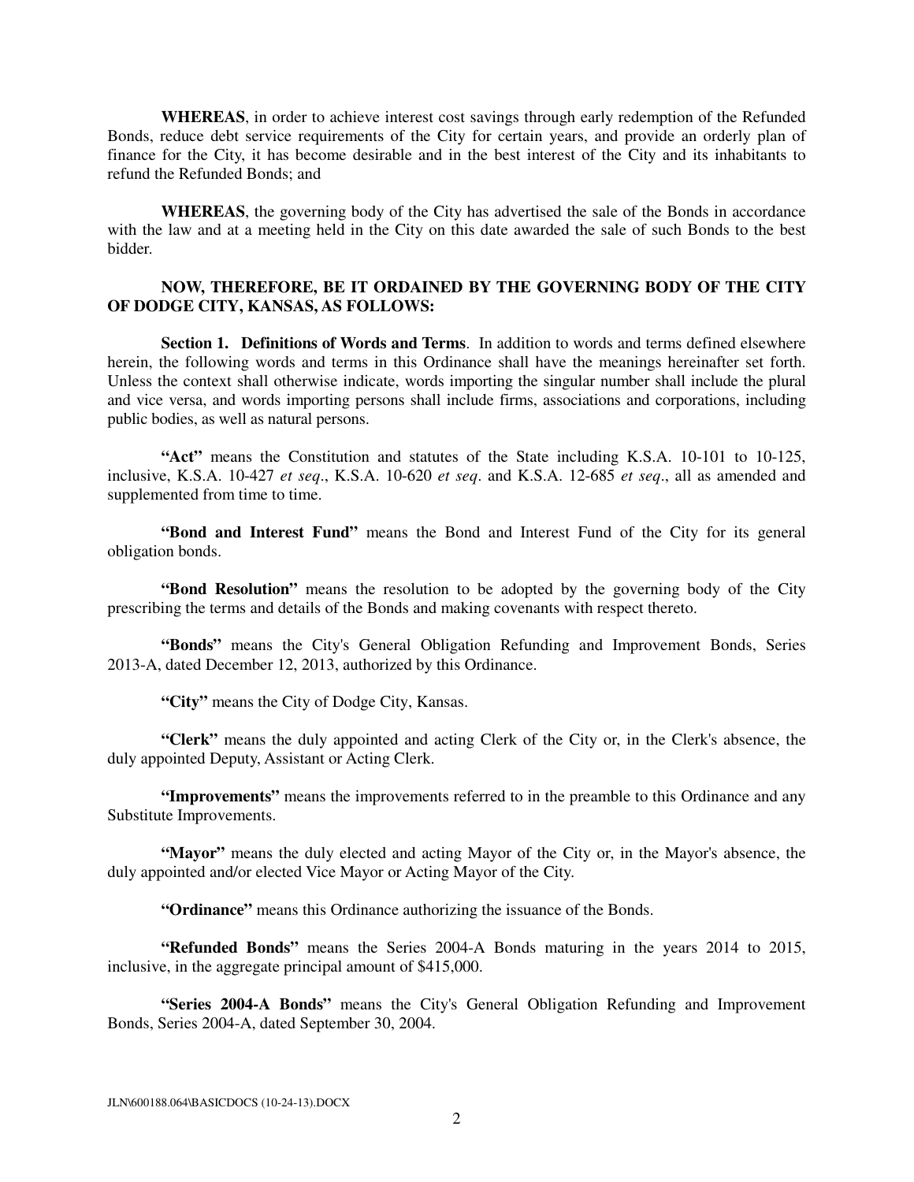**WHEREAS**, in order to achieve interest cost savings through early redemption of the Refunded Bonds, reduce debt service requirements of the City for certain years, and provide an orderly plan of finance for the City, it has become desirable and in the best interest of the City and its inhabitants to refund the Refunded Bonds; and

**WHEREAS**, the governing body of the City has advertised the sale of the Bonds in accordance with the law and at a meeting held in the City on this date awarded the sale of such Bonds to the best bidder.

**NOW, THEREFORE, BE IT ORDAINED BY THE GOVERNING BODY OF THE CITY OF DODGE CITY, KANSAS, AS FOLLOWS:**

**Section 1. Definitions of Words and Terms**. In addition to words and terms defined elsewhere herein, the following words and terms in this Ordinance shall have the meanings hereinafter set forth. Unless the context shall otherwise indicate, words importing the singular number shall include the plural and vice versa, and words importing persons shall include firms, associations and corporations, including public bodies, as well as natural persons.

**"Act"** means the Constitution and statutes of the State including K.S.A. 10-101 to 10-125, inclusive, K.S.A. 10-427 *et seq*., K.S.A. 10-620 *et seq*. and K.S.A. 12-685 *et seq*., all as amended and supplemented from time to time.

**"Bond and Interest Fund"** means the Bond and Interest Fund of the City for its general obligation bonds.

**"Bond Resolution"** means the resolution to be adopted by the governing body of the City prescribing the terms and details of the Bonds and making covenants with respect thereto.

**"Bonds"** means the City's General Obligation Refunding and Improvement Bonds, Series 2013-A, dated December 12, 2013, authorized by this Ordinance.

**"City"** means the City of Dodge City, Kansas.

**"Clerk"** means the duly appointed and acting Clerk of the City or, in the Clerk's absence, the duly appointed Deputy, Assistant or Acting Clerk.

**"Improvements"** means the improvements referred to in the preamble to this Ordinance and any Substitute Improvements.

**"Mayor"** means the duly elected and acting Mayor of the City or, in the Mayor's absence, the duly appointed and/or elected Vice Mayor or Acting Mayor of the City.

**"Ordinance"** means this Ordinance authorizing the issuance of the Bonds.

**"Refunded Bonds"** means the Series 2004-A Bonds maturing in the years 2014 to 2015, inclusive, in the aggregate principal amount of $415,000.

**"Series 2004-A Bonds"** means the City's General Obligation Refunding and Improvement Bonds, Series 2004-A, dated September 30, 2004.

JLN\600188.064\BASICDOCS (10-24-13).DOCX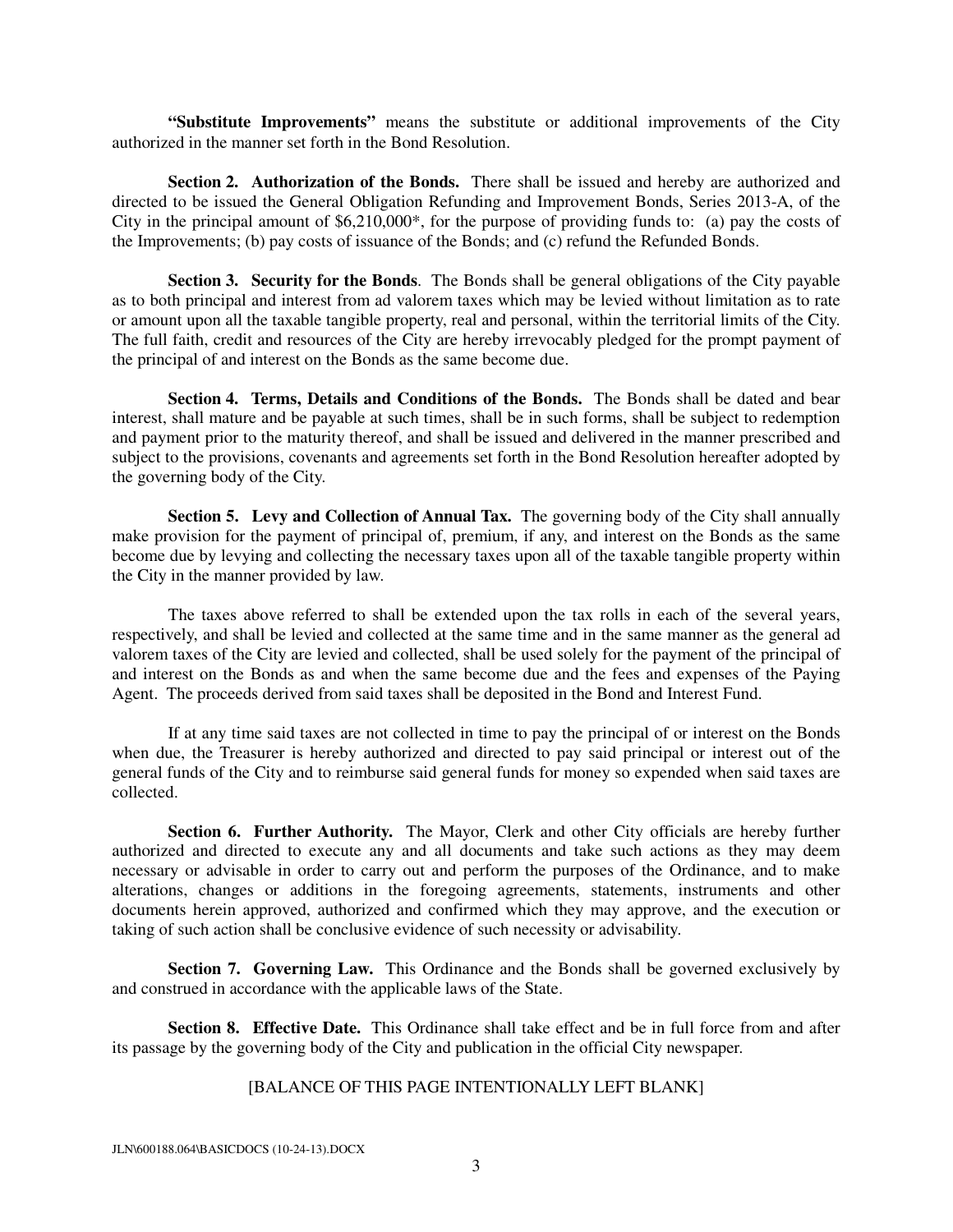**"Substitute Improvements"** means the substitute or additional improvements of the City authorized in the manner set forth in the Bond Resolution.

**Section 2. Authorization of the Bonds.** There shall be issued and hereby are authorized and directed to be issued the General Obligation Refunding and Improvement Bonds, Series 2013-A, of the City in the principal amount of $6,210,000*, for the purpose of providing funds to: (a) pay the costs of the Improvements; (b) pay costs of issuance of the Bonds; and (c) refund the Refunded Bonds.

**Section 3. Security for the Bonds**. The Bonds shall be general obligations of the City payable as to both principal and interest from ad valorem taxes which may be levied without limitation as to rate or amount upon all the taxable tangible property, real and personal, within the territorial limits of the City. The full faith, credit and resources of the City are hereby irrevocably pledged for the prompt payment of the principal of and interest on the Bonds as the same become due.

**Section 4. Terms, Details and Conditions of the Bonds.** The Bonds shall be dated and bear interest, shall mature and be payable at such times, shall be in such forms, shall be subject to redemption and payment prior to the maturity thereof, and shall be issued and delivered in the manner prescribed and subject to the provisions, covenants and agreements set forth in the Bond Resolution hereafter adopted by the governing body of the City.

**Section 5. Levy and Collection of Annual Tax.** The governing body of the City shall annually make provision for the payment of principal of, premium, if any, and interest on the Bonds as the same become due by levying and collecting the necessary taxes upon all of the taxable tangible property within the City in the manner provided by law.

The taxes above referred to shall be extended upon the tax rolls in each of the several years, respectively, and shall be levied and collected at the same time and in the same manner as the general ad valorem taxes of the City are levied and collected, shall be used solely for the payment of the principal of and interest on the Bonds as and when the same become due and the fees and expenses of the Paying Agent. The proceeds derived from said taxes shall be deposited in the Bond and Interest Fund.

If at any time said taxes are not collected in time to pay the principal of or interest on the Bonds when due, the Treasurer is hereby authorized and directed to pay said principal or interest out of the general funds of the City and to reimburse said general funds for money so expended when said taxes are collected.

**Section 6. Further Authority.** The Mayor, Clerk and other City officials are hereby further authorized and directed to execute any and all documents and take such actions as they may deem necessary or advisable in order to carry out and perform the purposes of the Ordinance, and to make alterations, changes or additions in the foregoing agreements, statements, instruments and other documents herein approved, authorized and confirmed which they may approve, and the execution or taking of such action shall be conclusive evidence of such necessity or advisability.

**Section 7. Governing Law.** This Ordinance and the Bonds shall be governed exclusively by and construed in accordance with the applicable laws of the State.

**Section 8. Effective Date.** This Ordinance shall take effect and be in full force from and after its passage by the governing body of the City and publication in the official City newspaper.

[BALANCE OF THIS PAGE INTENTIONALLY LEFT BLANK]

JLN\600188.064\BASICDOCS (10-24-13).DOCX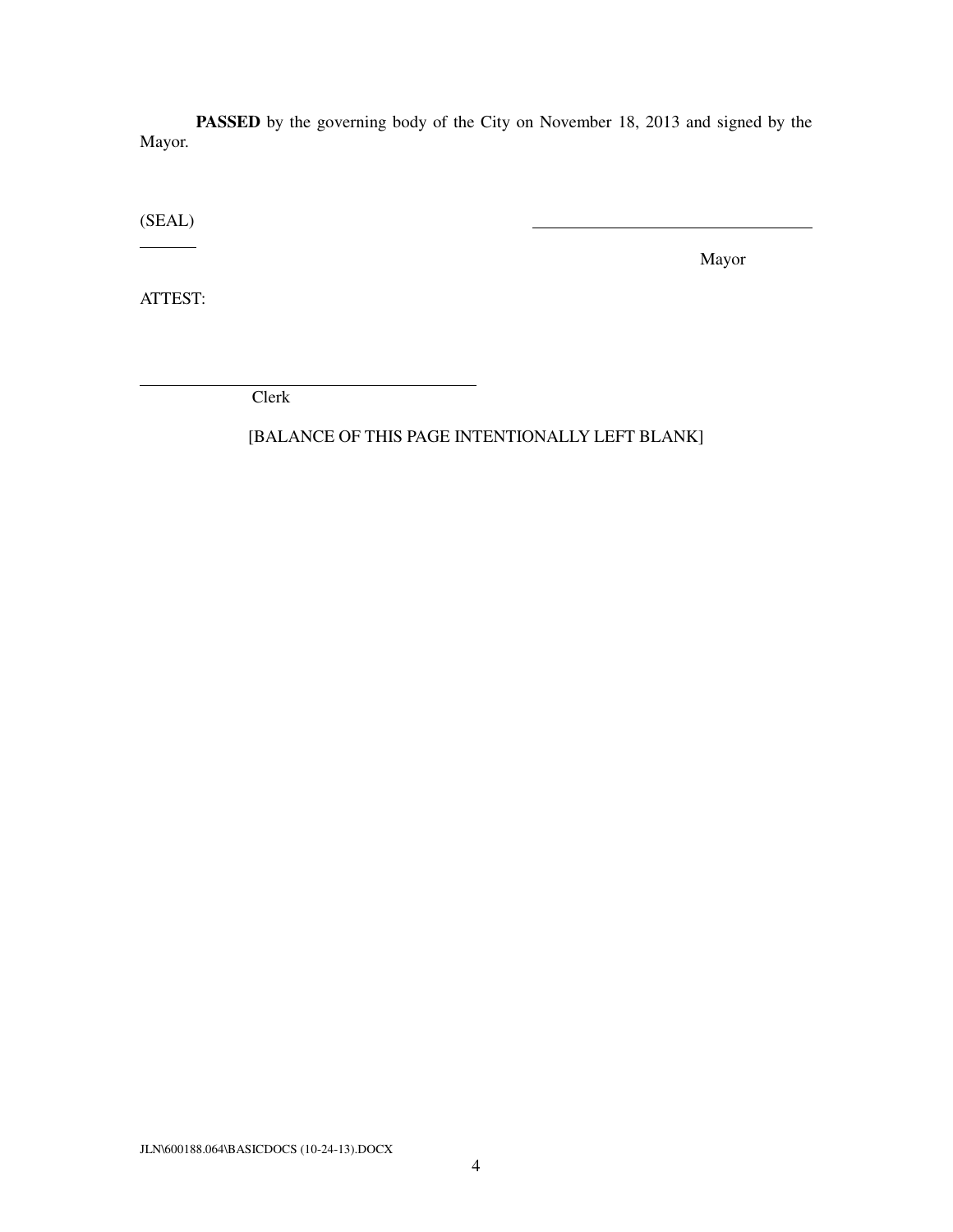**PASSED** by the governing body of the City on November 18, 2013 and signed by the Mayor.

(SEAL) \_\_\_\_\_\_\_\_\_\_\_\_\_\_\_\_\_\_\_\_\_\_\_\_\_\_\_\_\_\_\_\_\_\_

Mayor

ATTEST:

\_\_\_\_\_\_\_\_\_\_\_\_\_\_\_\_\_\_\_\_\_\_\_\_\_\_\_\_\_\_\_\_\_\_\_\_\_\_\_\_

Clerk

[BALANCE OF THIS PAGE INTENTIONALLY LEFT BLANK]

JLN\600188.064\BASICDOCS (10-24-13).DOCX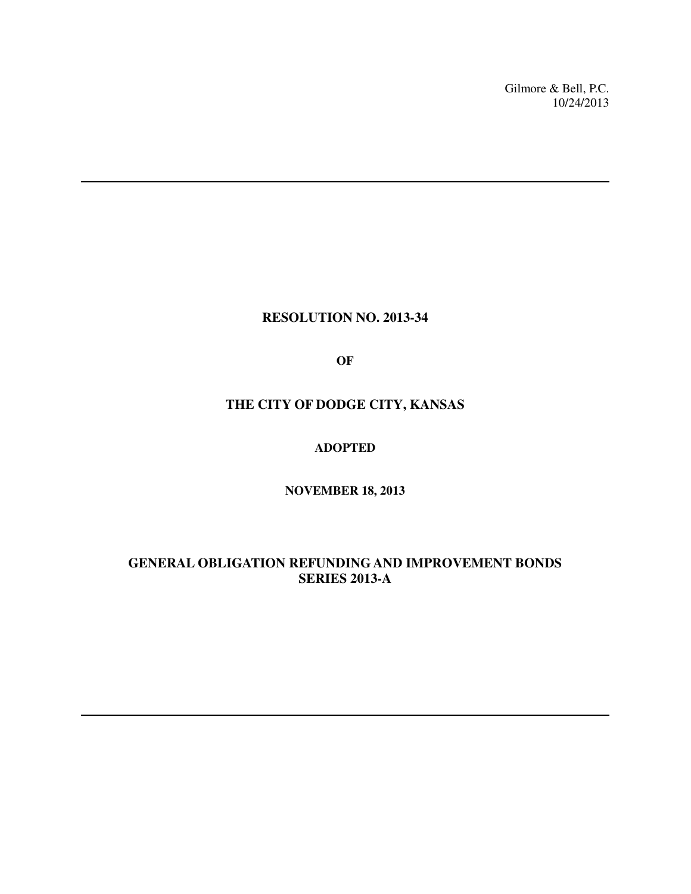Gilmore & Bell, P.C.
10/24/2013

---

**RESOLUTION NO. 2013-34**

**OF**

**THE CITY OF DODGE CITY, KANSAS**

**ADOPTED**

**NOVEMBER 18, 2013**

**GENERAL OBLIGATION REFUNDING AND IMPROVEMENT BONDS SERIES 2013-A**

---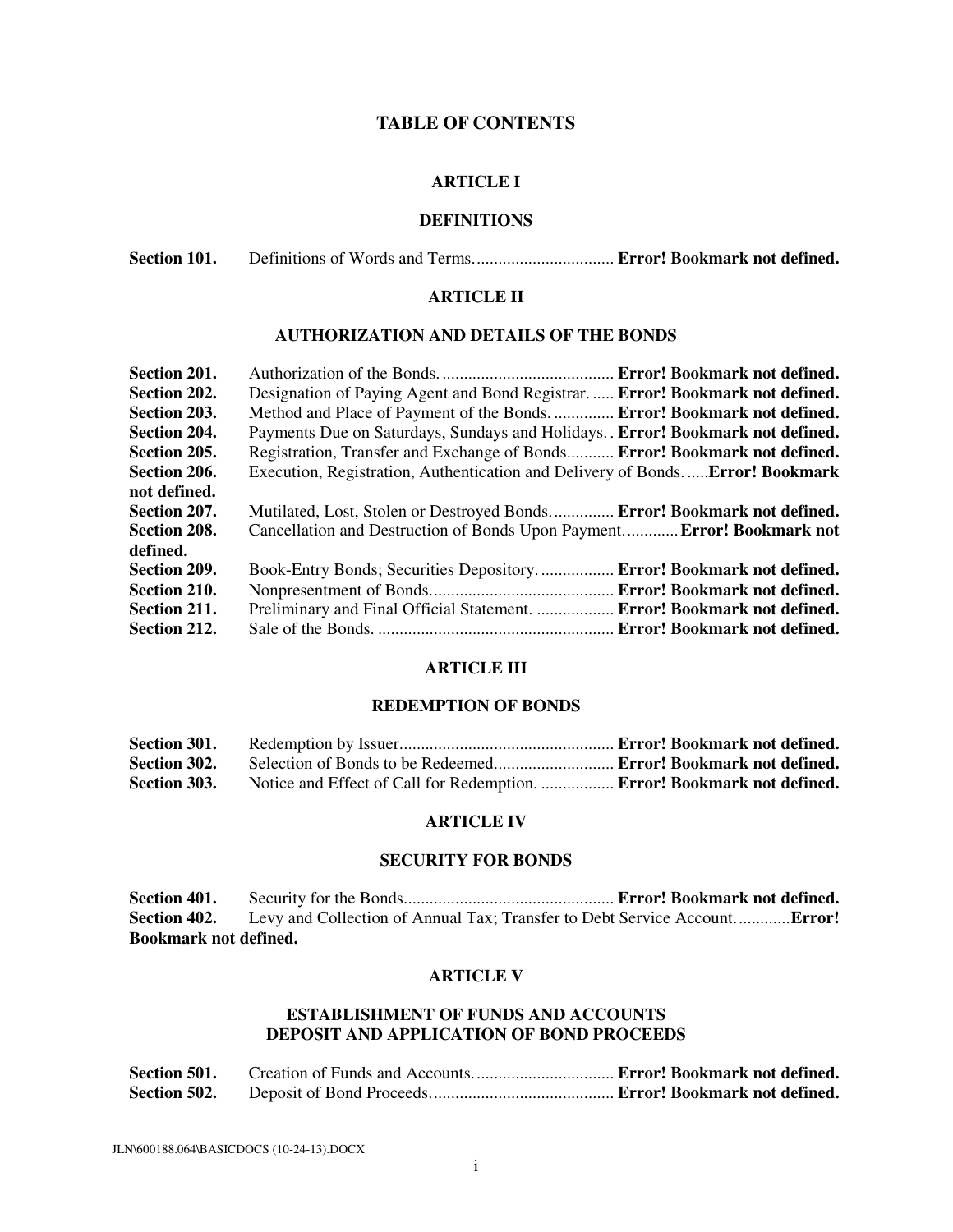# TABLE OF CONTENTS

## ARTICLE I

## DEFINITIONS

**Section 101.** Definitions of Words and Terms. ............................... **Error! Bookmark not defined.**

## ARTICLE II

## AUTHORIZATION AND DETAILS OF THE BONDS

**Section 201.** Authorization of the Bonds. ....................................... **Error! Bookmark not defined.**
**Section 202.** Designation of Paying Agent and Bond Registrar. ..... **Error! Bookmark not defined.**
**Section 203.** Method and Place of Payment of the Bonds. ............. **Error! Bookmark not defined.**
**Section 204.** Payments Due on Saturdays, Sundays and Holidays. . **Error! Bookmark not defined.**
**Section 205.** Registration, Transfer and Exchange of Bonds........... **Error! Bookmark not defined.**
**Section 206.** Execution, Registration, Authentication and Delivery of Bonds. .....**Error! Bookmark not defined.**
**Section 207.** Mutilated, Lost, Stolen or Destroyed Bonds. ............. **Error! Bookmark not defined.**
**Section 208.** Cancellation and Destruction of Bonds Upon Payment. ............**Error! Bookmark not defined.**
**Section 209.** Book-Entry Bonds; Securities Depository. ................ **Error! Bookmark not defined.**
**Section 210.** Nonpresentment of Bonds......................................... **Error! Bookmark not defined.**
**Section 211.** Preliminary and Final Official Statement. ................. **Error! Bookmark not defined.**
**Section 212.** Sale of the Bonds. ....................................................... **Error! Bookmark not defined.**

## ARTICLE III

## REDEMPTION OF BONDS

**Section 301.** Redemption by Issuer................................................. **Error! Bookmark not defined.**
**Section 302.** Selection of Bonds to be Redeemed............................ **Error! Bookmark not defined.**
**Section 303.** Notice and Effect of Call for Redemption. ................ **Error! Bookmark not defined.**

## ARTICLE IV

## SECURITY FOR BONDS

**Section 401.** Security for the Bonds................................................. **Error! Bookmark not defined.**
**Section 402.** Levy and Collection of Annual Tax; Transfer to Debt Service Account. ...........**Error! Bookmark not defined.**

## ARTICLE V

## ESTABLISHMENT OF FUNDS AND ACCOUNTS DEPOSIT AND APPLICATION OF BOND PROCEEDS

**Section 501.** Creation of Funds and Accounts. ............................... **Error! Bookmark not defined.**
**Section 502.** Deposit of Bond Proceeds.......................................... **Error! Bookmark not defined.**

JLN\600188.064\BASICDOCS (10-24-13).DOCX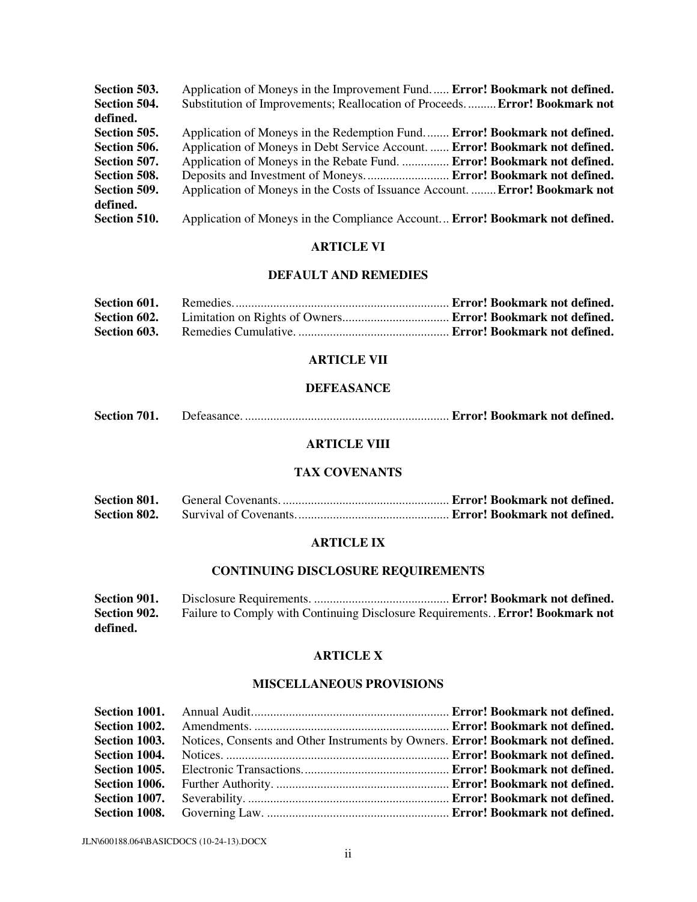**Section 503.** Application of Moneys in the Improvement Fund...... **Error! Bookmark not defined.**
**Section 504.** Substitution of Improvements; Reallocation of Proceeds......... **Error! Bookmark not defined.**
**Section 505.** Application of Moneys in the Redemption Fund........ **Error! Bookmark not defined.**
**Section 506.** Application of Moneys in Debt Service Account. ...... **Error! Bookmark not defined.**
**Section 507.** Application of Moneys in the Rebate Fund. ............... **Error! Bookmark not defined.**
**Section 508.** Deposits and Investment of Moneys.......................... **Error! Bookmark not defined.**
**Section 509.** Application of Moneys in the Costs of Issuance Account. ........ **Error! Bookmark not defined.**
**Section 510.** Application of Moneys in the Compliance Account... **Error! Bookmark not defined.**

**ARTICLE VI**

**DEFAULT AND REMEDIES**

**Section 601.** Remedies.................................................................... **Error! Bookmark not defined.**
**Section 602.** Limitation on Rights of Owners................................. **Error! Bookmark not defined.**
**Section 603.** Remedies Cumulative. ................................................ **Error! Bookmark not defined.**

**ARTICLE VII**

**DEFEASANCE**

**Section 701.** Defeasance. ................................................................. **Error! Bookmark not defined.**

**ARTICLE VIII**

**TAX COVENANTS**

**Section 801.** General Covenants. ..................................................... **Error! Bookmark not defined.**
**Section 802.** Survival of Covenants................................................. **Error! Bookmark not defined.**

**ARTICLE IX**

**CONTINUING DISCLOSURE REQUIREMENTS**

**Section 901.** Disclosure Requirements. ........................................... **Error! Bookmark not defined.**
**Section 902.** Failure to Comply with Continuing Disclosure Requirements. . **Error! Bookmark not defined.**

**ARTICLE X**

**MISCELLANEOUS PROVISIONS**

**Section 1001.** Annual Audit.............................................................. **Error! Bookmark not defined.**
**Section 1002.** Amendments. ............................................................. **Error! Bookmark not defined.**
**Section 1003.** Notices, Consents and Other Instruments by Owners. **Error! Bookmark not defined.**
**Section 1004.** Notices. ...................................................................... **Error! Bookmark not defined.**
**Section 1005.** Electronic Transactions.............................................. **Error! Bookmark not defined.**
**Section 1006.** Further Authority. ...................................................... **Error! Bookmark not defined.**
**Section 1007.** Severability. ............................................................... **Error! Bookmark not defined.**
**Section 1008.** Governing Law. ......................................................... **Error! Bookmark not defined.**

JLN\600188.064\BASICDOCS (10-24-13).DOCX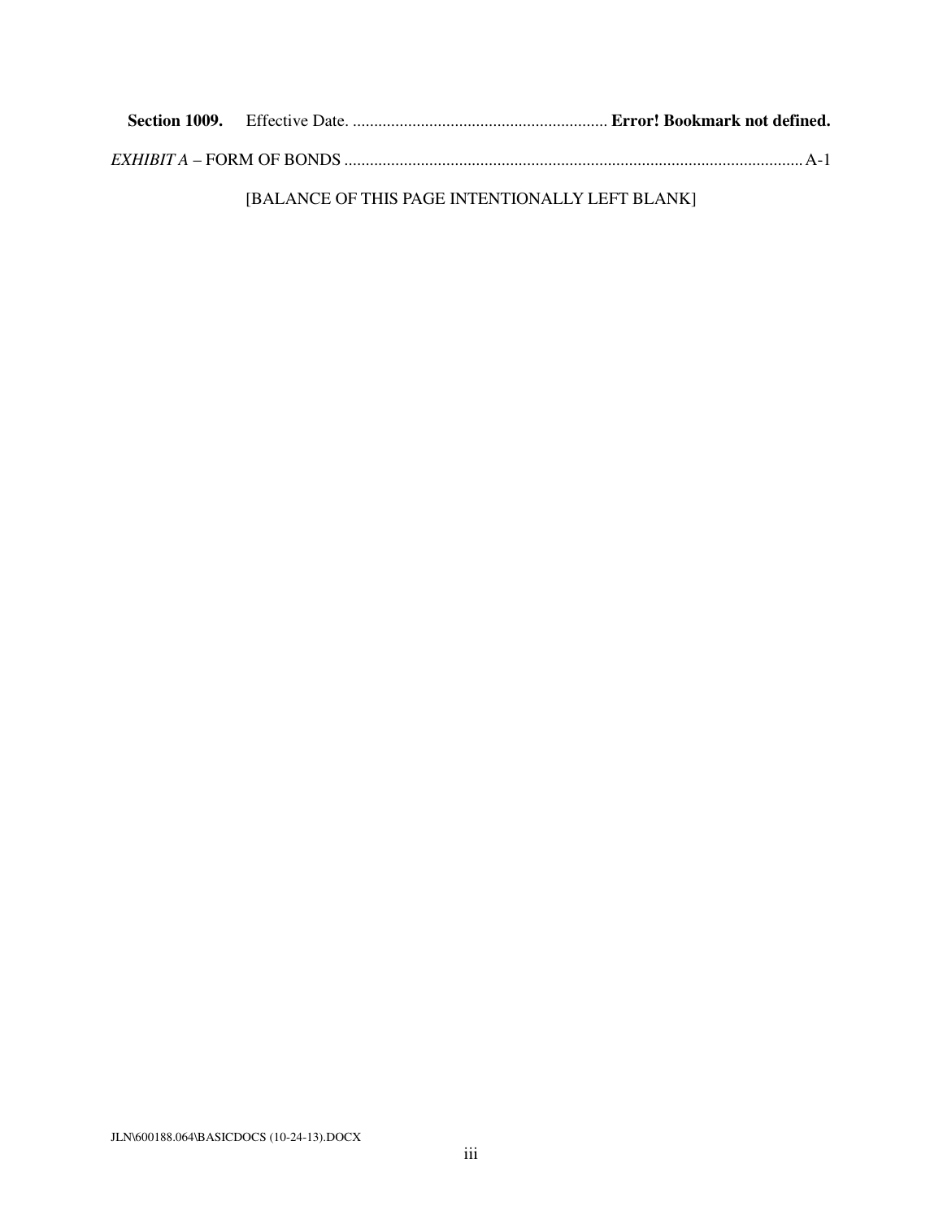**Section 1009.** Effective Date. ............................................................ **Error! Bookmark not defined.**

*EXHIBIT A* – FORM OF BONDS ............................................................................................................ A-1

[BALANCE OF THIS PAGE INTENTIONALLY LEFT BLANK]

JLN\600188.064\BASICDOCS (10-24-13).DOCX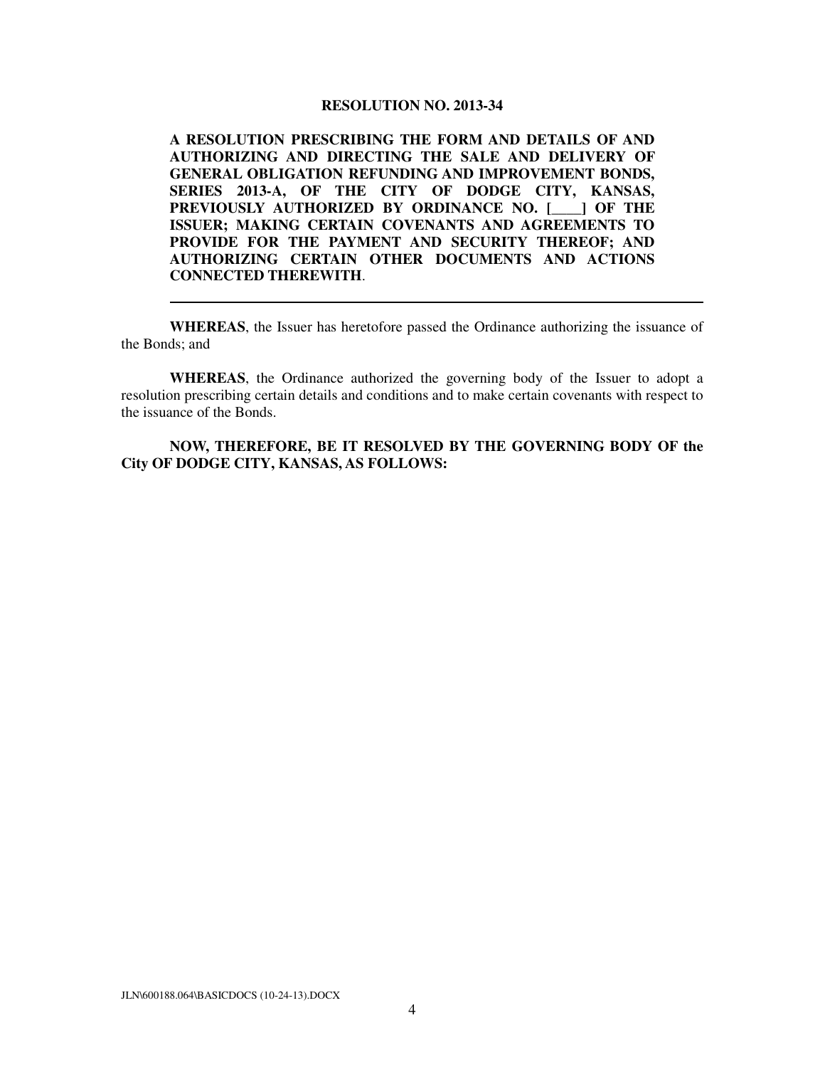**RESOLUTION NO. 2013-34**

**A RESOLUTION PRESCRIBING THE FORM AND DETAILS OF AND AUTHORIZING AND DIRECTING THE SALE AND DELIVERY OF GENERAL OBLIGATION REFUNDING AND IMPROVEMENT BONDS, SERIES 2013-A, OF THE CITY OF DODGE CITY, KANSAS, PREVIOUSLY AUTHORIZED BY ORDINANCE NO. [____] OF THE ISSUER; MAKING CERTAIN COVENANTS AND AGREEMENTS TO PROVIDE FOR THE PAYMENT AND SECURITY THEREOF; AND AUTHORIZING CERTAIN OTHER DOCUMENTS AND ACTIONS CONNECTED THEREWITH**.

---

**WHEREAS**, the Issuer has heretofore passed the Ordinance authorizing the issuance of the Bonds; and

**WHEREAS**, the Ordinance authorized the governing body of the Issuer to adopt a resolution prescribing certain details and conditions and to make certain covenants with respect to the issuance of the Bonds.

**NOW, THEREFORE, BE IT RESOLVED BY THE GOVERNING BODY OF the City OF DODGE CITY, KANSAS, AS FOLLOWS:**

JLN\600188.064\BASICDOCS (10-24-13).DOCX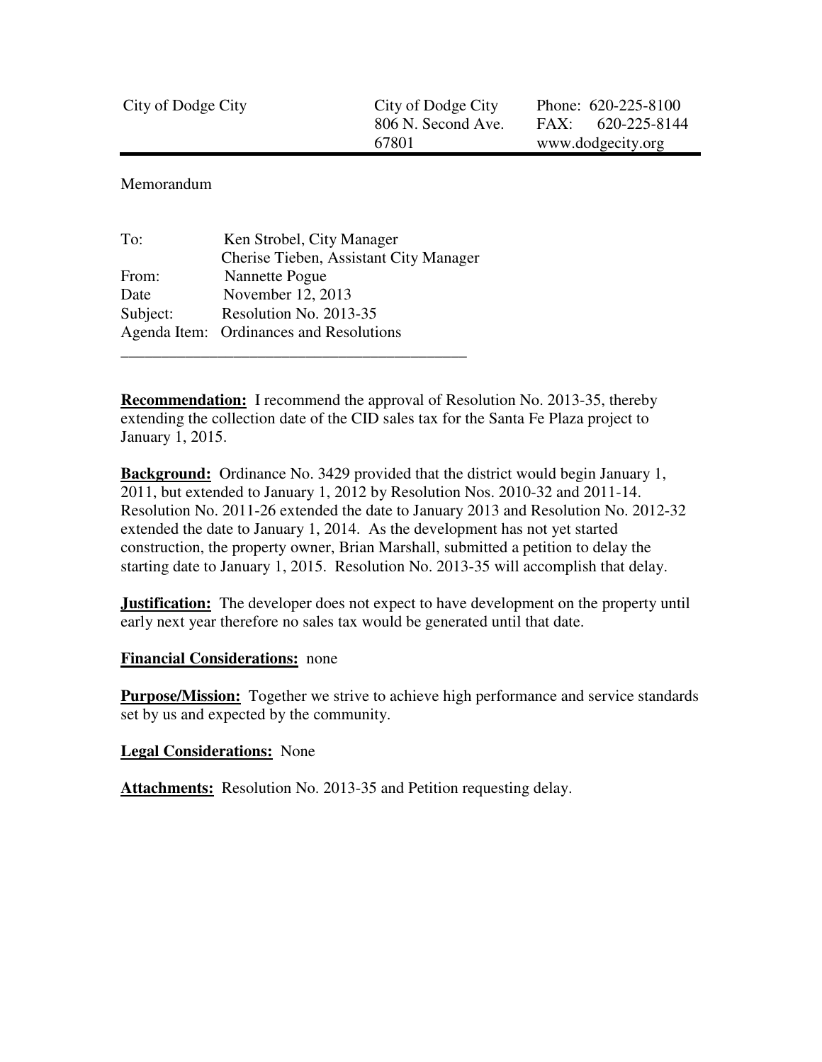| City of Dodge City | City of Dodge City<br>806 N. Second Ave.<br>67801 | Phone: 620-225-8100<br>FAX: 620-225-8144<br>www.dodgecity.org |
|---|---|---|

Memorandum

To: Ken Strobel, City Manager
Cherise Tieben, Assistant City Manager
From: Nannette Pogue
Date November 12, 2013
Subject: Resolution No. 2013-35
Agenda Item: Ordinances and Resolutions

---

**Recommendation:** I recommend the approval of Resolution No. 2013-35, thereby extending the collection date of the CID sales tax for the Santa Fe Plaza project to January 1, 2015.

**Background:** Ordinance No. 3429 provided that the district would begin January 1, 2011, but extended to January 1, 2012 by Resolution Nos. 2010-32 and 2011-14. Resolution No. 2011-26 extended the date to January 2013 and Resolution No. 2012-32 extended the date to January 1, 2014. As the development has not yet started construction, the property owner, Brian Marshall, submitted a petition to delay the starting date to January 1, 2015. Resolution No. 2013-35 will accomplish that delay.

**Justification:** The developer does not expect to have development on the property until early next year therefore no sales tax would be generated until that date.

**Financial Considerations:** none

**Purpose/Mission:** Together we strive to achieve high performance and service standards set by us and expected by the community.

**Legal Considerations:** None

**Attachments:** Resolution No. 2013-35 and Petition requesting delay.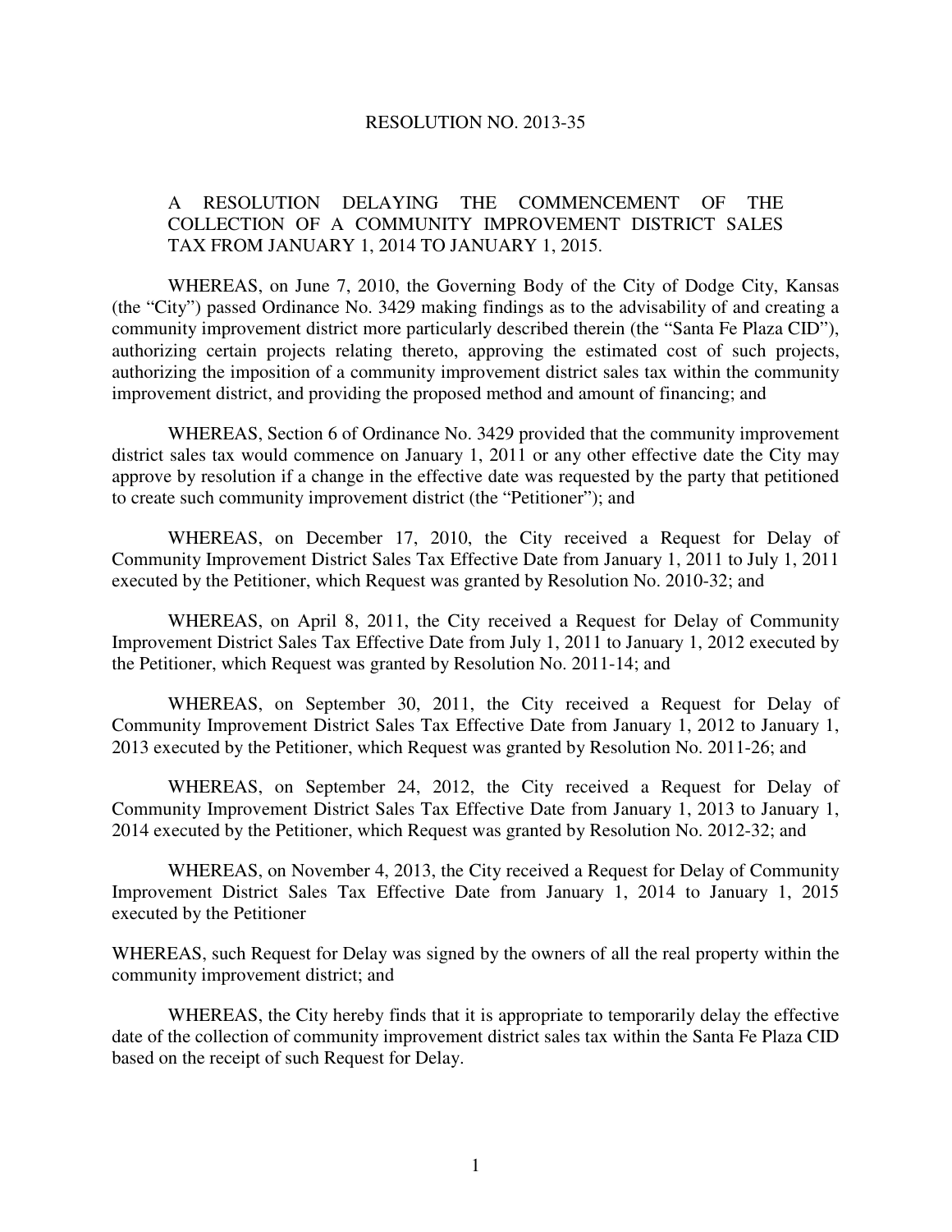RESOLUTION NO. 2013-35

A RESOLUTION DELAYING THE COMMENCEMENT OF THE COLLECTION OF A COMMUNITY IMPROVEMENT DISTRICT SALES TAX FROM JANUARY 1, 2014 TO JANUARY 1, 2015.

WHEREAS, on June 7, 2010, the Governing Body of the City of Dodge City, Kansas (the "City") passed Ordinance No. 3429 making findings as to the advisability of and creating a community improvement district more particularly described therein (the "Santa Fe Plaza CID"), authorizing certain projects relating thereto, approving the estimated cost of such projects, authorizing the imposition of a community improvement district sales tax within the community improvement district, and providing the proposed method and amount of financing; and

WHEREAS, Section 6 of Ordinance No. 3429 provided that the community improvement district sales tax would commence on January 1, 2011 or any other effective date the City may approve by resolution if a change in the effective date was requested by the party that petitioned to create such community improvement district (the "Petitioner"); and

WHEREAS, on December 17, 2010, the City received a Request for Delay of Community Improvement District Sales Tax Effective Date from January 1, 2011 to July 1, 2011 executed by the Petitioner, which Request was granted by Resolution No. 2010-32; and

WHEREAS, on April 8, 2011, the City received a Request for Delay of Community Improvement District Sales Tax Effective Date from July 1, 2011 to January 1, 2012 executed by the Petitioner, which Request was granted by Resolution No. 2011-14; and

WHEREAS, on September 30, 2011, the City received a Request for Delay of Community Improvement District Sales Tax Effective Date from January 1, 2012 to January 1, 2013 executed by the Petitioner, which Request was granted by Resolution No. 2011-26; and

WHEREAS, on September 24, 2012, the City received a Request for Delay of Community Improvement District Sales Tax Effective Date from January 1, 2013 to January 1, 2014 executed by the Petitioner, which Request was granted by Resolution No. 2012-32; and

WHEREAS, on November 4, 2013, the City received a Request for Delay of Community Improvement District Sales Tax Effective Date from January 1, 2014 to January 1, 2015 executed by the Petitioner

WHEREAS, such Request for Delay was signed by the owners of all the real property within the community improvement district; and

WHEREAS, the City hereby finds that it is appropriate to temporarily delay the effective date of the collection of community improvement district sales tax within the Santa Fe Plaza CID based on the receipt of such Request for Delay.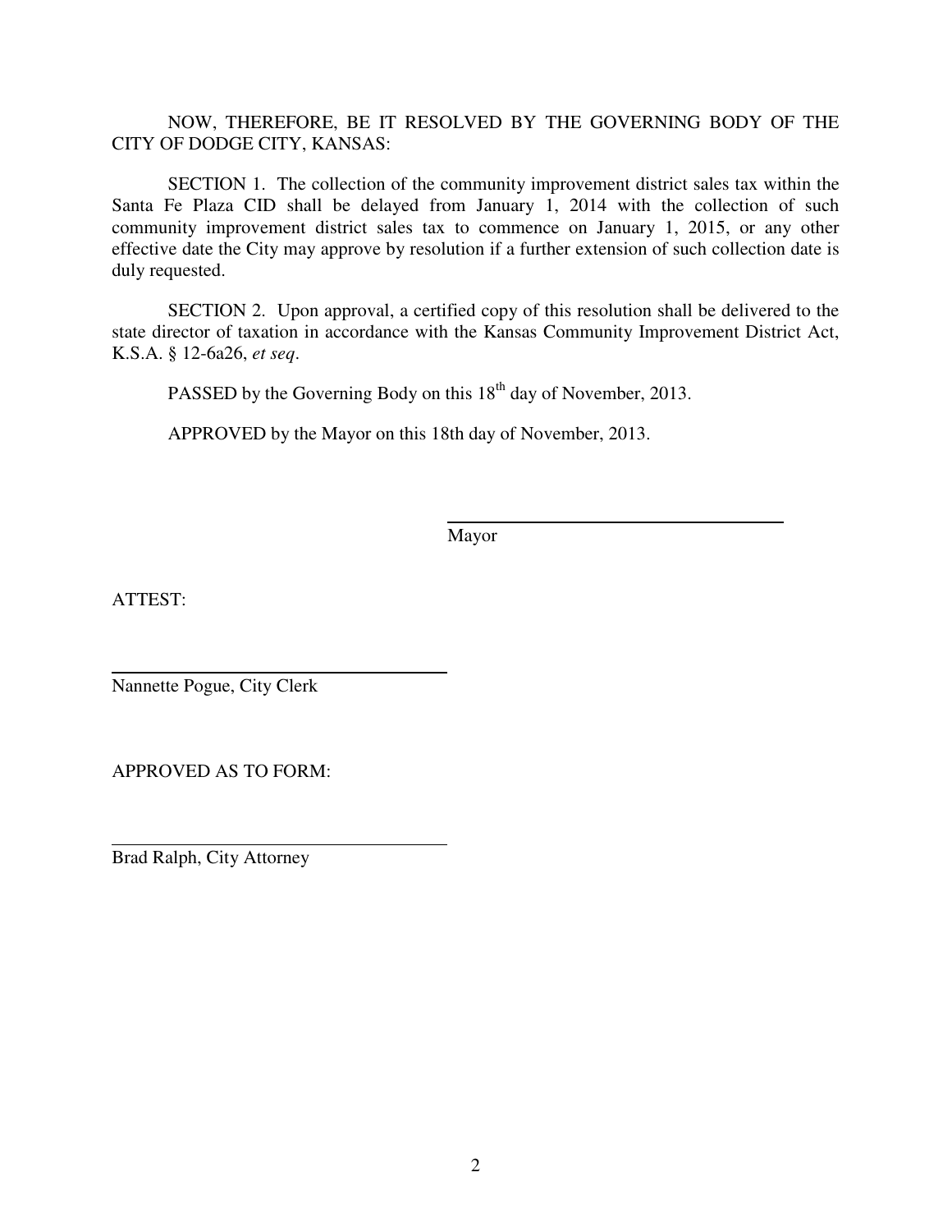NOW, THEREFORE, BE IT RESOLVED BY THE GOVERNING BODY OF THE CITY OF DODGE CITY, KANSAS:

SECTION 1. The collection of the community improvement district sales tax within the Santa Fe Plaza CID shall be delayed from January 1, 2014 with the collection of such community improvement district sales tax to commence on January 1, 2015, or any other effective date the City may approve by resolution if a further extension of such collection date is duly requested.

SECTION 2. Upon approval, a certified copy of this resolution shall be delivered to the state director of taxation in accordance with the Kansas Community Improvement District Act, K.S.A. § 12-6a26, *et seq*.

PASSED by the Governing Body on this 18th day of November, 2013.

APPROVED by the Mayor on this 18th day of November, 2013.

\_\_\_\_\_\_\_\_\_\_\_\_\_\_\_\_\_\_\_\_\_\_\_\_\_\_\_\_\_\_\_\_\_\_\_\_

Mayor

ATTEST:

\_\_\_\_\_\_\_\_\_\_\_\_\_\_\_\_\_\_\_\_\_\_\_\_\_\_\_\_\_\_\_\_\_\_\_\_

Nannette Pogue, City Clerk

APPROVED AS TO FORM:

\_\_\_\_\_\_\_\_\_\_\_\_\_\_\_\_\_\_\_\_\_\_\_\_\_\_\_\_\_\_\_\_\_\_\_\_

Brad Ralph, City Attorney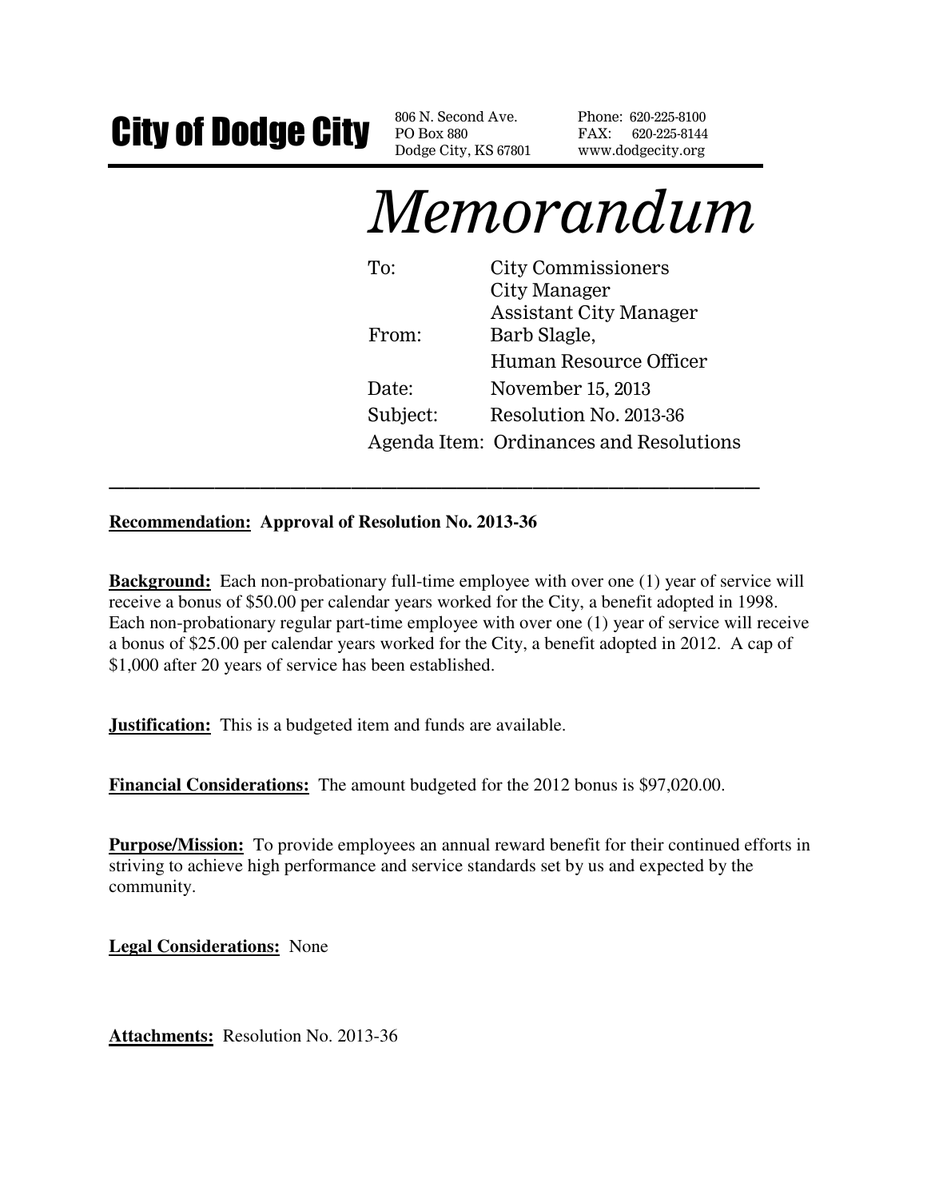# City of Dodge City

806 N. Second Ave.
PO Box 880
Dodge City, KS 67801

Phone: 620-225-8100
FAX: 620-225-8144
www.dodgecity.org

# *Memorandum*

| | |
|---|---|
| To: | City Commissioners<br>City Manager<br>Assistant City Manager |
| From: | Barb Slagle,<br>Human Resource Officer |
| Date: | November 15, 2013 |
| Subject: | Resolution No. 2013-36 |
| Agenda Item: | Ordinances and Resolutions |

---

**Recommendation: Approval of Resolution No. 2013-36**

**Background:** Each non-probationary full-time employee with over one (1) year of service will receive a bonus of $50.00 per calendar years worked for the City, a benefit adopted in 1998. Each non-probationary regular part-time employee with over one (1) year of service will receive a bonus of $25.00 per calendar years worked for the City, a benefit adopted in 2012. A cap of $1,000 after 20 years of service has been established.

**Justification:** This is a budgeted item and funds are available.

**Financial Considerations:** The amount budgeted for the 2012 bonus is $97,020.00.

**Purpose/Mission:** To provide employees an annual reward benefit for their continued efforts in striving to achieve high performance and service standards set by us and expected by the community.

**Legal Considerations:** None

**Attachments:** Resolution No. 2013-36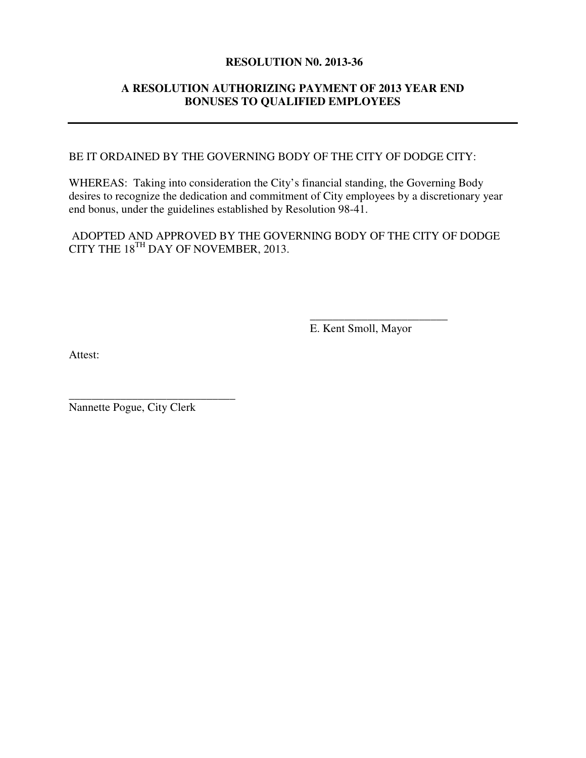**RESOLUTION N0. 2013-36**

**A RESOLUTION AUTHORIZING PAYMENT OF 2013 YEAR END BONUSES TO QUALIFIED EMPLOYEES**

---

BE IT ORDAINED BY THE GOVERNING BODY OF THE CITY OF DODGE CITY:

WHEREAS: Taking into consideration the City's financial standing, the Governing Body desires to recognize the dedication and commitment of City employees by a discretionary year end bonus, under the guidelines established by Resolution 98-41.

ADOPTED AND APPROVED BY THE GOVERNING BODY OF THE CITY OF DODGE CITY THE 18TH DAY OF NOVEMBER, 2013.

\_\_\_\_\_\_\_\_\_\_\_\_\_\_\_\_\_\_\_\_\_\_\_\_
E. Kent Smoll, Mayor

Attest:

\_\_\_\_\_\_\_\_\_\_\_\_\_\_\_\_\_\_\_\_\_\_\_\_\_\_\_\_\_\_
Nannette Pogue, City Clerk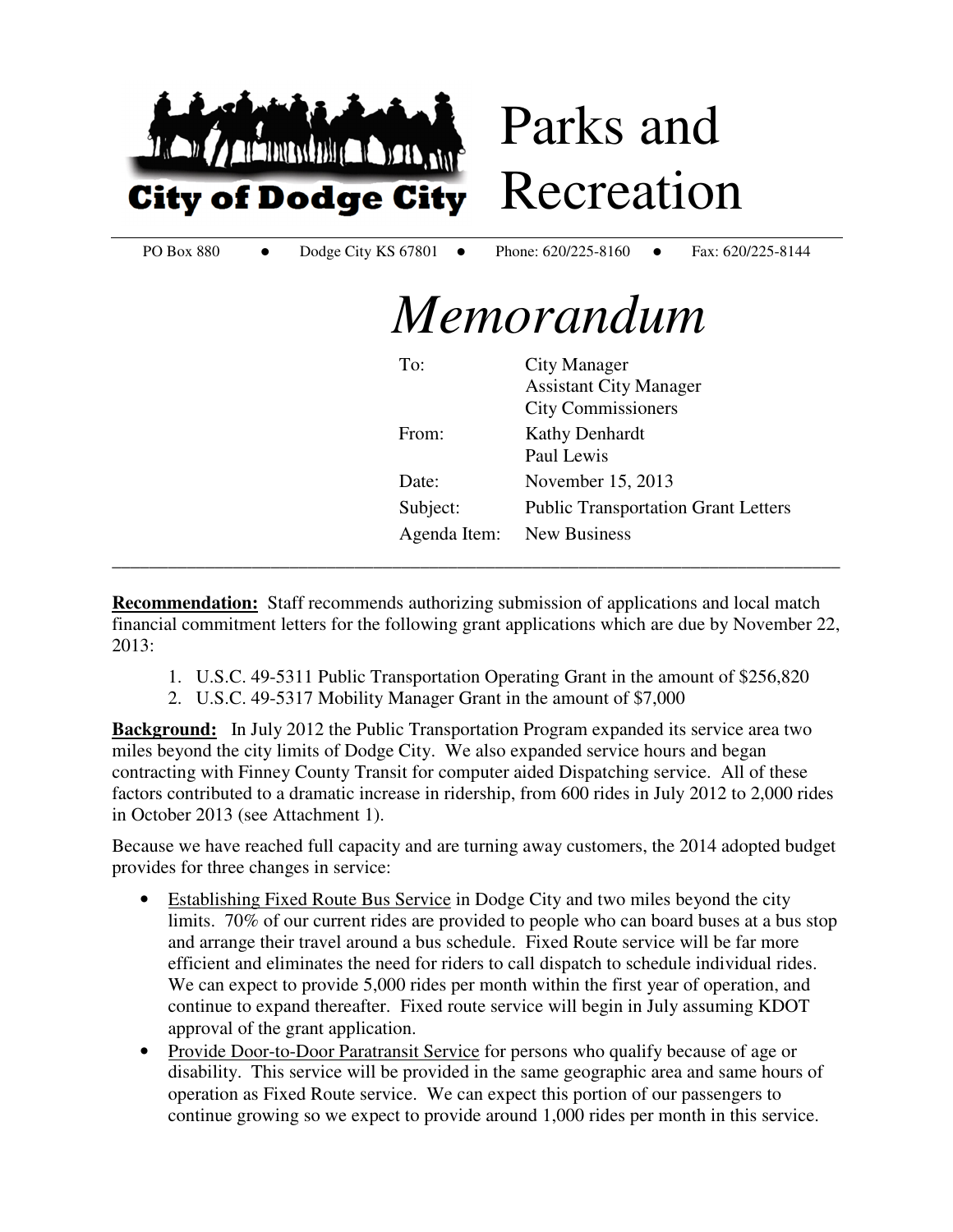City of Dodge City

# Parks and Recreation

PO Box 880 ● Dodge City KS 67801 ● Phone: 620/225-8160 ● Fax: 620/225-8144

# *Memorandum*

| | |
|---|---|
| To: | City Manager<br>Assistant City Manager<br>City Commissioners |
| From: | Kathy Denhardt<br>Paul Lewis |
| Date: | November 15, 2013 |
| Subject: | Public Transportation Grant Letters |
| Agenda Item: | New Business |

---

**Recommendation:** Staff recommends authorizing submission of applications and local match financial commitment letters for the following grant applications which are due by November 22, 2013:

1. U.S.C. 49-5311 Public Transportation Operating Grant in the amount of $256,820
2. U.S.C. 49-5317 Mobility Manager Grant in the amount of $7,000

**Background:** In July 2012 the Public Transportation Program expanded its service area two miles beyond the city limits of Dodge City. We also expanded service hours and began contracting with Finney County Transit for computer aided Dispatching service. All of these factors contributed to a dramatic increase in ridership, from 600 rides in July 2012 to 2,000 rides in October 2013 (see Attachment 1).

Because we have reached full capacity and are turning away customers, the 2014 adopted budget provides for three changes in service:

- Establishing Fixed Route Bus Service in Dodge City and two miles beyond the city limits. 70% of our current rides are provided to people who can board buses at a bus stop and arrange their travel around a bus schedule. Fixed Route service will be far more efficient and eliminates the need for riders to call dispatch to schedule individual rides. We can expect to provide 5,000 rides per month within the first year of operation, and continue to expand thereafter. Fixed route service will begin in July assuming KDOT approval of the grant application.
- Provide Door-to-Door Paratransit Service for persons who qualify because of age or disability. This service will be provided in the same geographic area and same hours of operation as Fixed Route service. We can expect this portion of our passengers to continue growing so we expect to provide around 1,000 rides per month in this service.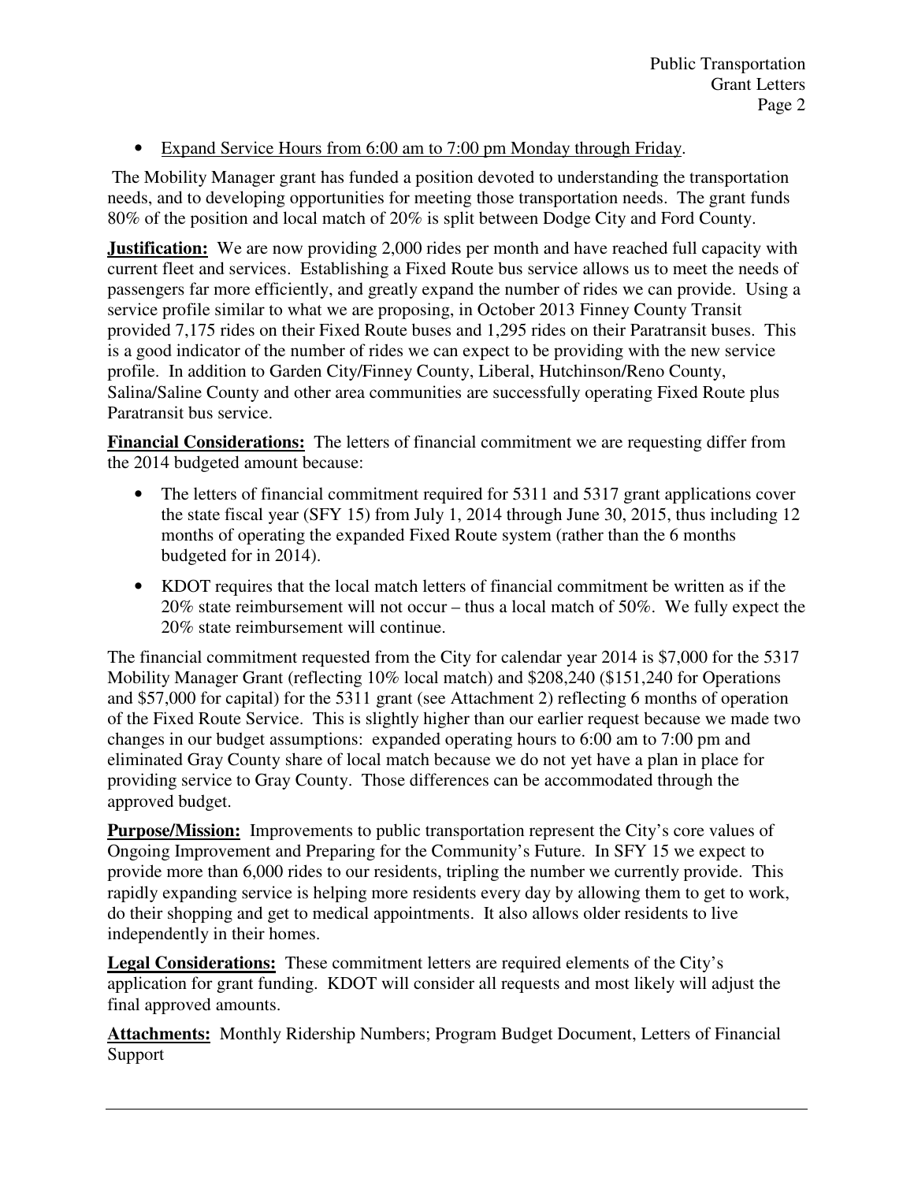- Expand Service Hours from 6:00 am to 7:00 pm Monday through Friday.

The Mobility Manager grant has funded a position devoted to understanding the transportation needs, and to developing opportunities for meeting those transportation needs. The grant funds 80% of the position and local match of 20% is split between Dodge City and Ford County.

**Justification:** We are now providing 2,000 rides per month and have reached full capacity with current fleet and services. Establishing a Fixed Route bus service allows us to meet the needs of passengers far more efficiently, and greatly expand the number of rides we can provide. Using a service profile similar to what we are proposing, in October 2013 Finney County Transit provided 7,175 rides on their Fixed Route buses and 1,295 rides on their Paratransit buses. This is a good indicator of the number of rides we can expect to be providing with the new service profile. In addition to Garden City/Finney County, Liberal, Hutchinson/Reno County, Salina/Saline County and other area communities are successfully operating Fixed Route plus Paratransit bus service.

**Financial Considerations:** The letters of financial commitment we are requesting differ from the 2014 budgeted amount because:

- The letters of financial commitment required for 5311 and 5317 grant applications cover the state fiscal year (SFY 15) from July 1, 2014 through June 30, 2015, thus including 12 months of operating the expanded Fixed Route system (rather than the 6 months budgeted for in 2014).
- KDOT requires that the local match letters of financial commitment be written as if the 20% state reimbursement will not occur – thus a local match of 50%. We fully expect the 20% state reimbursement will continue.

The financial commitment requested from the City for calendar year 2014 is $7,000 for the 5317 Mobility Manager Grant (reflecting 10% local match) and $208,240 ($151,240 for Operations and $57,000 for capital) for the 5311 grant (see Attachment 2) reflecting 6 months of operation of the Fixed Route Service. This is slightly higher than our earlier request because we made two changes in our budget assumptions: expanded operating hours to 6:00 am to 7:00 pm and eliminated Gray County share of local match because we do not yet have a plan in place for providing service to Gray County. Those differences can be accommodated through the approved budget.

**Purpose/Mission:** Improvements to public transportation represent the City's core values of Ongoing Improvement and Preparing for the Community's Future. In SFY 15 we expect to provide more than 6,000 rides to our residents, tripling the number we currently provide. This rapidly expanding service is helping more residents every day by allowing them to get to work, do their shopping and get to medical appointments. It also allows older residents to live independently in their homes.

**Legal Considerations:** These commitment letters are required elements of the City's application for grant funding. KDOT will consider all requests and most likely will adjust the final approved amounts.

**Attachments:** Monthly Ridership Numbers; Program Budget Document, Letters of Financial Support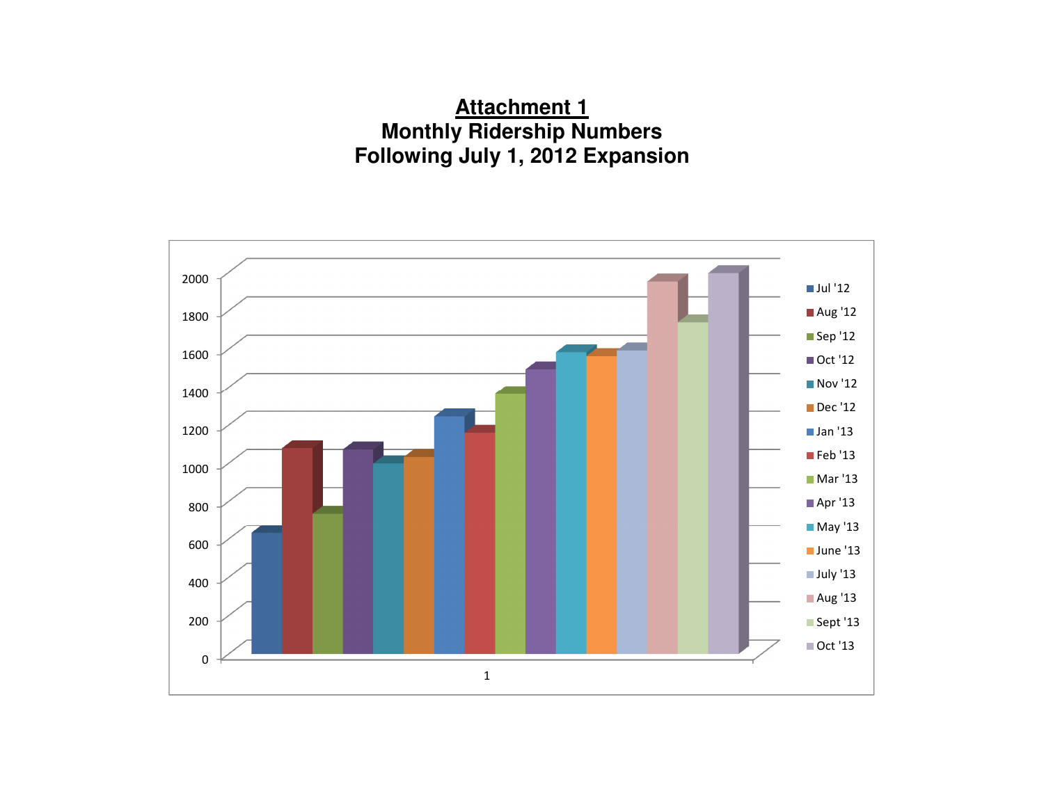# Attachment 1

## Monthly Ridership Numbers Following July 1, 2012 Expansion

| | Jul '12 | Aug '12 | Sep '12 | Oct '12 | Nov '12 | Dec '12 | Jan '13 | Feb '13 | Mar '13 | Apr '13 | May '13 | June '13 | July '13 | Aug '13 | Sept '13 | Oct '13 |
|---|---|---|---|---|---|---|---|---|---|---|---|---|---|---|---|---|
| 1 | | | | | | | | | | | | | | | | |

Y-axis: 0, 200, 400, 600, 800, 1000, 1200, 1400, 1600, 1800, 2000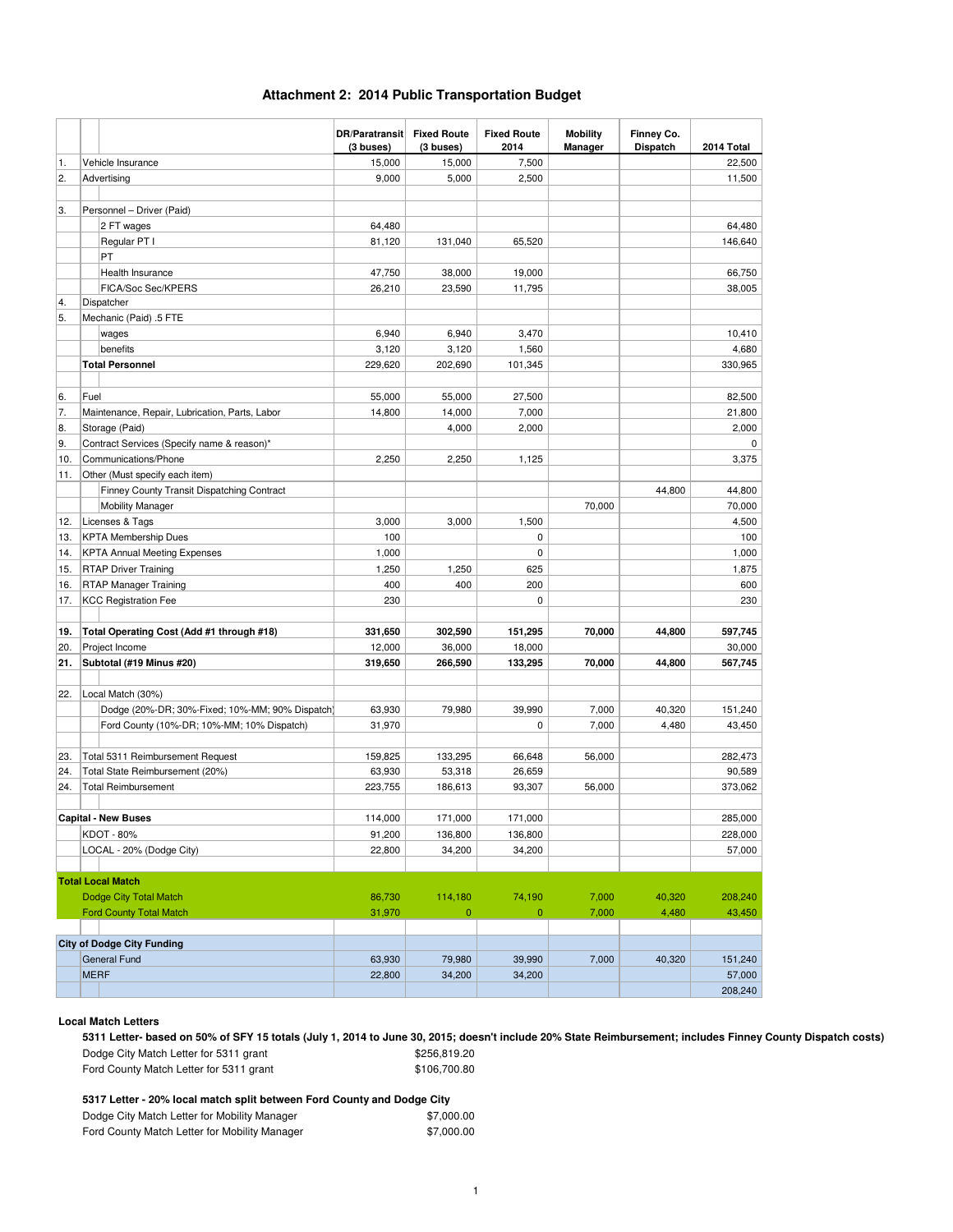# Attachment 2: 2014 Public Transportation Budget

| | | DR/Paratransit (3 buses) | Fixed Route (3 buses) | Fixed Route 2014 | Mobility Manager | Finney Co. Dispatch | 2014 Total |
|---|---|---|---|---|---|---|---|
| 1. | Vehicle Insurance | 15,000 | 15,000 | 7,500 | | | 22,500 |
| 2. | Advertising | 9,000 | 5,000 | 2,500 | | | 11,500 |
| | | | | | | | |
| 3. | Personnel – Driver (Paid) | | | | | | |
| | 2 FT wages | 64,480 | | | | | 64,480 |
| | Regular PT I | 81,120 | 131,040 | 65,520 | | | 146,640 |
| | PT | | | | | | |
| | Health Insurance | 47,750 | 38,000 | 19,000 | | | 66,750 |
| | FICA/Soc Sec/KPERS | 26,210 | 23,590 | 11,795 | | | 38,005 |
| 4. | Dispatcher | | | | | | |
| 5. | Mechanic (Paid) .5 FTE | | | | | | |
| | wages | 6,940 | 6,940 | 3,470 | | | 10,410 |
| | benefits | 3,120 | 3,120 | 1,560 | | | 4,680 |
| | **Total Personnel** | 229,620 | 202,690 | 101,345 | | | 330,965 |
| | | | | | | | |
| 6. | Fuel | 55,000 | 55,000 | 27,500 | | | 82,500 |
| 7. | Maintenance, Repair, Lubrication, Parts, Labor | 14,800 | 14,000 | 7,000 | | | 21,800 |
| 8. | Storage (Paid) | | 4,000 | 2,000 | | | 2,000 |
| 9. | Contract Services (Specify name & reason)* | | | | | | 0 |
| 10. | Communications/Phone | 2,250 | 2,250 | 1,125 | | | 3,375 |
| 11. | Other (Must specify each item) | | | | | | |
| | Finney County Transit Dispatching Contract | | | | | 44,800 | 44,800 |
| | Mobility Manager | | | | 70,000 | | 70,000 |
| 12. | Licenses & Tags | 3,000 | 3,000 | 1,500 | | | 4,500 |
| 13. | KPTA Membership Dues | 100 | | 0 | | | 100 |
| 14. | KPTA Annual Meeting Expenses | 1,000 | | 0 | | | 1,000 |
| 15. | RTAP Driver Training | 1,250 | 1,250 | 625 | | | 1,875 |
| 16. | RTAP Manager Training | 400 | 400 | 200 | | | 600 |
| 17. | KCC Registration Fee | 230 | | 0 | | | 230 |
| | | | | | | | |
| **19.** | **Total Operating Cost (Add #1 through #18)** | **331,650** | **302,590** | **151,295** | **70,000** | **44,800** | **597,745** |
| 20. | Project Income | 12,000 | 36,000 | 18,000 | | | 30,000 |
| **21.** | **Subtotal (#19 Minus #20)** | **319,650** | **266,590** | **133,295** | **70,000** | **44,800** | **567,745** |
| | | | | | | | |
| 22. | Local Match (30%) | | | | | | |
| | Dodge (20%-DR; 30%-Fixed; 10%-MM; 90% Dispatch) | 63,930 | 79,980 | 39,990 | 7,000 | 40,320 | 151,240 |
| | Ford County (10%-DR; 10%-MM; 10% Dispatch) | 31,970 | | 0 | 7,000 | 4,480 | 43,450 |
| | | | | | | | |
| 23. | Total 5311 Reimbursement Request | 159,825 | 133,295 | 66,648 | 56,000 | | 282,473 |
| 24. | Total State Reimbursement (20%) | 63,930 | 53,318 | 26,659 | | | 90,589 |
| 24. | Total Reimbursement | 223,755 | 186,613 | 93,307 | 56,000 | | 373,062 |
| | | | | | | | |
| **Capital - New Buses** | | 114,000 | 171,000 | 171,000 | | | 285,000 |
| | KDOT - 80% | 91,200 | 136,800 | 136,800 | | | 228,000 |
| | LOCAL - 20% (Dodge City) | 22,800 | 34,200 | 34,200 | | | 57,000 |
| | | | | | | | |
| **Total Local Match** | | | | | | | |
| | Dodge City Total Match | 86,730 | 114,180 | 74,190 | 7,000 | 40,320 | 208,240 |
| | Ford County Total Match | 31,970 | 0 | 0 | 7,000 | 4,480 | 43,450 |
| | | | | | | | |
| **City of Dodge City Funding** | | | | | | | |
| | General Fund | 63,930 | 79,980 | 39,990 | 7,000 | 40,320 | 151,240 |
| | MERF | 22,800 | 34,200 | 34,200 | | | 57,000 |
| | | | | | | | 208,240 |

**Local Match Letters**

**5311 Letter- based on 50% of SFY 15 totals (July 1, 2014 to June 30, 2015; doesn't include 20% State Reimbursement; includes Finney County Dispatch costs)**

| | |
|---|---|
| Dodge City Match Letter for 5311 grant | $256,819.20 |
| Ford County Match Letter for 5311 grant | $106,700.80 |

**5317 Letter - 20% local match split between Ford County and Dodge City**

| | |
|---|---|
| Dodge City Match Letter for Mobility Manager | $7,000.00 |
| Ford County Match Letter for Mobility Manager | $7,000.00 |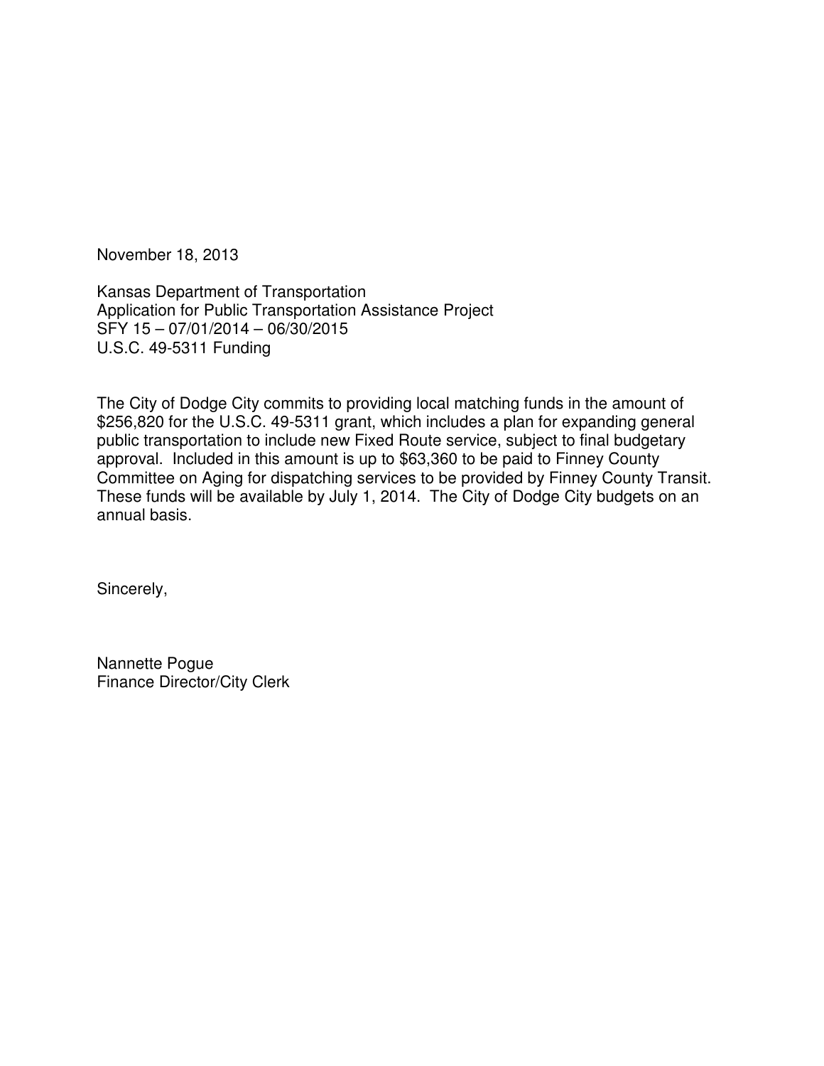November 18, 2013

Kansas Department of Transportation
Application for Public Transportation Assistance Project
SFY 15 – 07/01/2014 – 06/30/2015
U.S.C. 49-5311 Funding

The City of Dodge City commits to providing local matching funds in the amount of $256,820 for the U.S.C. 49-5311 grant, which includes a plan for expanding general public transportation to include new Fixed Route service, subject to final budgetary approval. Included in this amount is up to $63,360 to be paid to Finney County Committee on Aging for dispatching services to be provided by Finney County Transit. These funds will be available by July 1, 2014. The City of Dodge City budgets on an annual basis.

Sincerely,

Nannette Pogue
Finance Director/City Clerk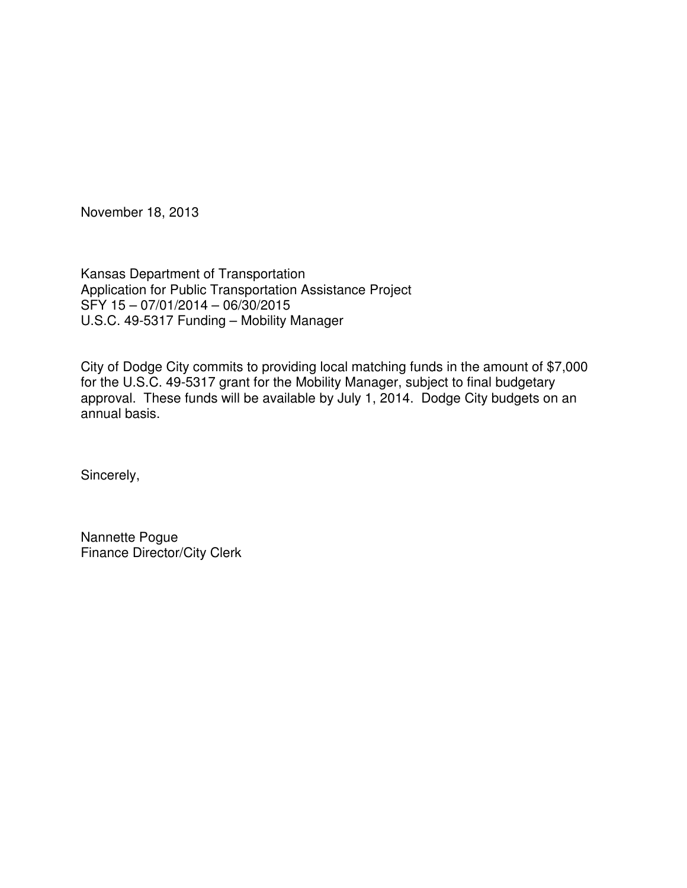November 18, 2013

Kansas Department of Transportation
Application for Public Transportation Assistance Project
SFY 15 – 07/01/2014 – 06/30/2015
U.S.C. 49-5317 Funding – Mobility Manager

City of Dodge City commits to providing local matching funds in the amount of $7,000 for the U.S.C. 49-5317 grant for the Mobility Manager, subject to final budgetary approval. These funds will be available by July 1, 2014. Dodge City budgets on an annual basis.

Sincerely,

Nannette Pogue
Finance Director/City Clerk